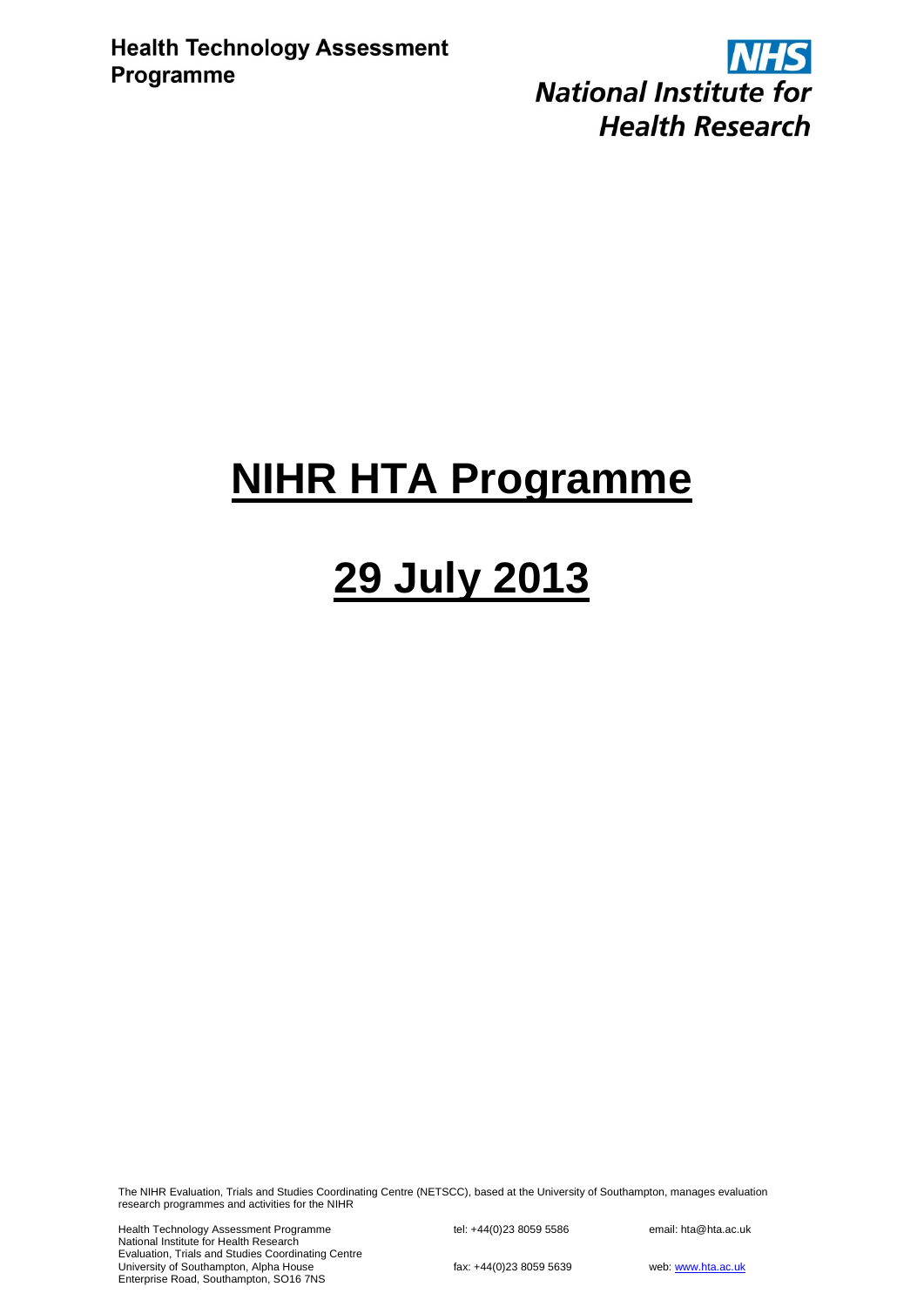**Health Technology Assessment Programme**

NHS
National Institute for Health Research

# NIHR HTA Programme

# 29 July 2013

The NIHR Evaluation, Trials and Studies Coordinating Centre (NETSCC), based at the University of Southampton, manages evaluation research programmes and activities for the NIHR

Health Technology Assessment Programme
National Institute for Health Research
Evaluation, Trials and Studies Coordinating Centre
University of Southampton, Alpha House
Enterprise Road, Southampton, SO16 7NS

tel: +44(0)23 8059 5586

fax: +44(0)23 8059 5639

email: hta@hta.ac.uk

web: www.hta.ac.uk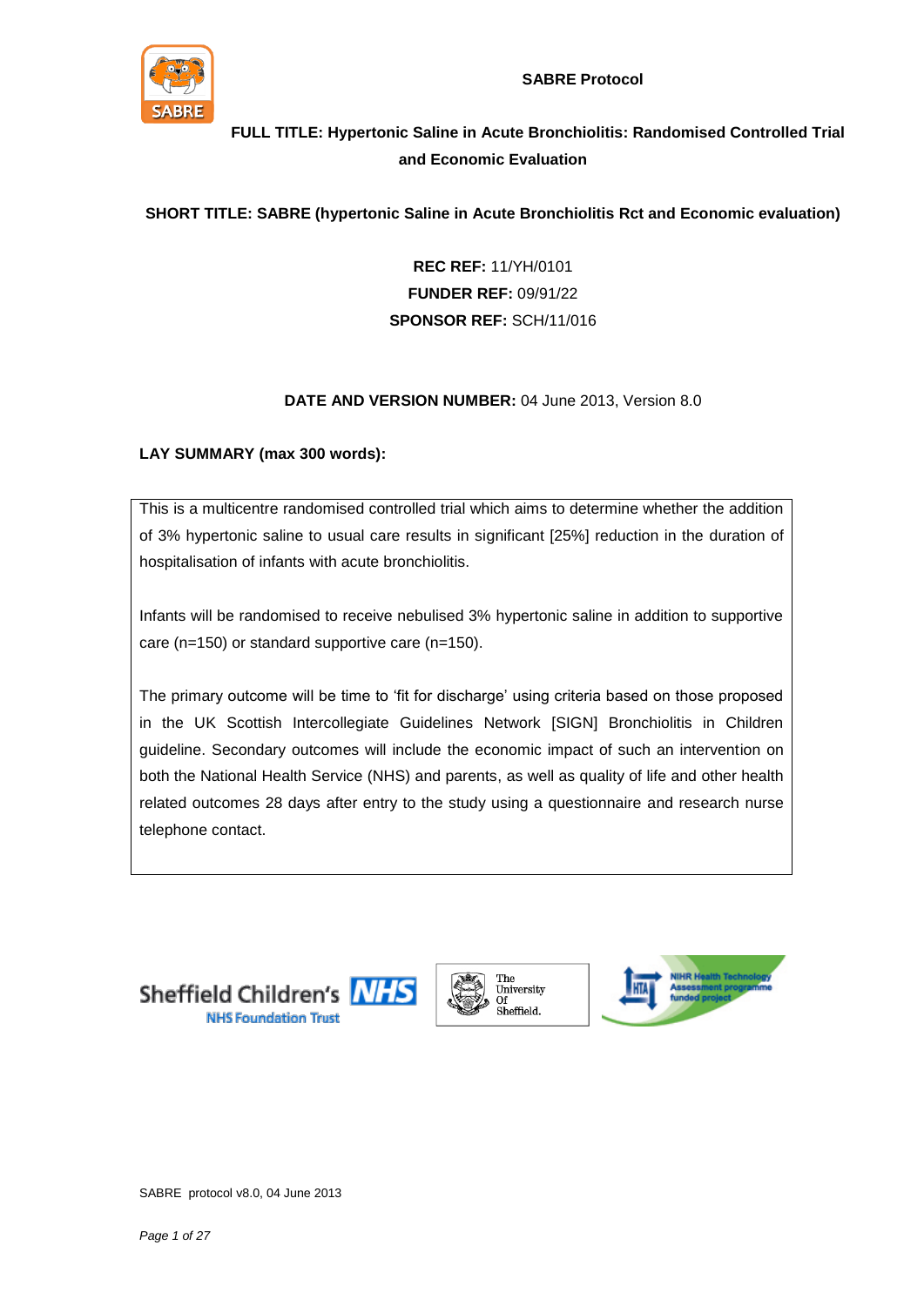**SABRE Protocol**

**FULL TITLE: Hypertonic Saline in Acute Bronchiolitis: Randomised Controlled Trial and Economic Evaluation**

**SHORT TITLE: SABRE (hypertonic Saline in Acute Bronchiolitis Rct and Economic evaluation)**

**REC REF:** 11/YH/0101
**FUNDER REF:** 09/91/22
**SPONSOR REF:** SCH/11/016

**DATE AND VERSION NUMBER:** 04 June 2013, Version 8.0

**LAY SUMMARY (max 300 words):**

This is a multicentre randomised controlled trial which aims to determine whether the addition of 3% hypertonic saline to usual care results in significant [25%] reduction in the duration of hospitalisation of infants with acute bronchiolitis.

Infants will be randomised to receive nebulised 3% hypertonic saline in addition to supportive care (n=150) or standard supportive care (n=150).

The primary outcome will be time to 'fit for discharge' using criteria based on those proposed in the UK Scottish Intercollegiate Guidelines Network [SIGN] Bronchiolitis in Children guideline. Secondary outcomes will include the economic impact of such an intervention on both the National Health Service (NHS) and parents, as well as quality of life and other health related outcomes 28 days after entry to the study using a questionnaire and research nurse telephone contact.

Sheffield Children's NHS Foundation Trust

The University Of Sheffield.

NIHR Health Technology Assessment programme funded project

SABRE protocol v8.0, 04 June 2013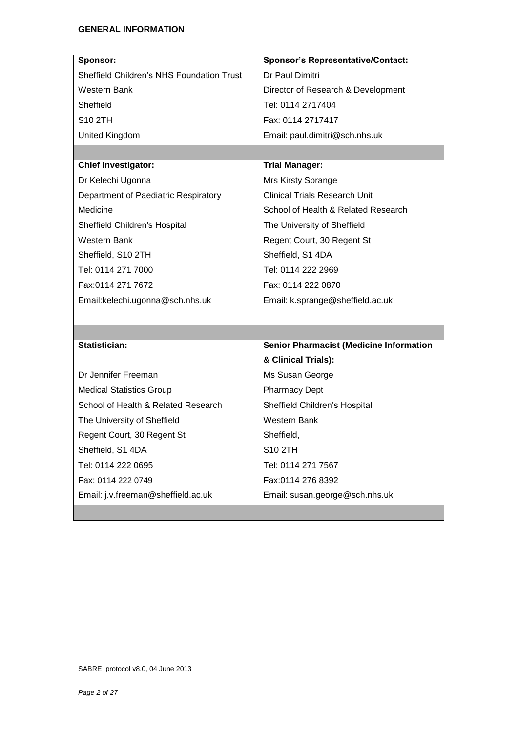**GENERAL INFORMATION**

| **Sponsor:** | **Sponsor's Representative/Contact:** |
|---|---|
| Sheffield Children's NHS Foundation Trust | Dr Paul Dimitri |
| Western Bank | Director of Research & Development |
| Sheffield | Tel: 0114 2717404 |
| S10 2TH | Fax: 0114 2717417 |
| United Kingdom | Email: paul.dimitri@sch.nhs.uk |
| | |
| **Chief Investigator:** | **Trial Manager:** |
| Dr Kelechi Ugonna | Mrs Kirsty Sprange |
| Department of Paediatric Respiratory Medicine | Clinical Trials Research Unit |
| Sheffield Children's Hospital | School of Health & Related Research |
| Western Bank | The University of Sheffield |
| Sheffield, S10 2TH | Regent Court, 30 Regent St |
| Tel: 0114 271 7000 | Sheffield, S1 4DA |
| Fax:0114 271 7672 | Tel: 0114 222 2969 |
| Email:kelechi.ugonna@sch.nhs.uk | Fax: 0114 222 0870 |
| | Email: k.sprange@sheffield.ac.uk |
| | |
| **Statistician:** | **Senior Pharmacist (Medicine Information & Clinical Trials):** |
| Dr Jennifer Freeman | Ms Susan George |
| Medical Statistics Group | Pharmacy Dept |
| School of Health & Related Research | Sheffield Children's Hospital |
| The University of Sheffield | Western Bank |
| Regent Court, 30 Regent St | Sheffield, |
| Sheffield, S1 4DA | S10 2TH |
| Tel: 0114 222 0695 | Tel: 0114 271 7567 |
| Fax: 0114 222 0749 | Fax:0114 276 8392 |
| Email: j.v.freeman@sheffield.ac.uk | Email: susan.george@sch.nhs.uk |

SABRE protocol v8.0, 04 June 2013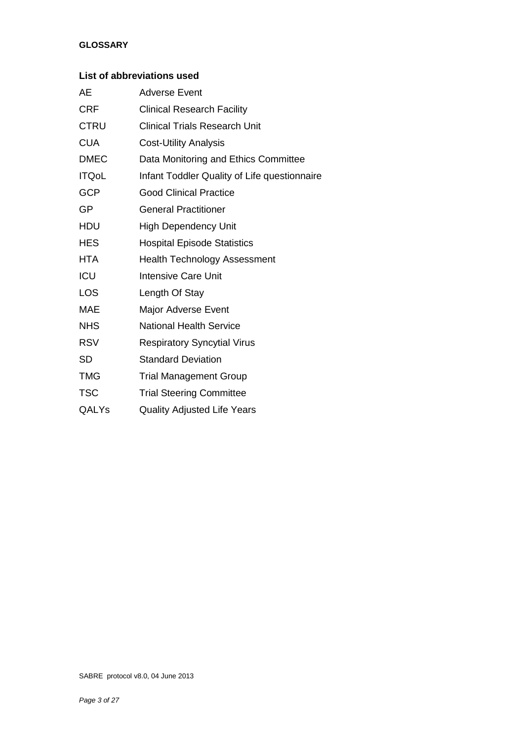**GLOSSARY**

## List of abbreviations used

| | |
|---|---|
| AE | Adverse Event |
| CRF | Clinical Research Facility |
| CTRU | Clinical Trials Research Unit |
| CUA | Cost-Utility Analysis |
| DMEC | Data Monitoring and Ethics Committee |
| ITQoL | Infant Toddler Quality of Life questionnaire |
| GCP | Good Clinical Practice |
| GP | General Practitioner |
| HDU | High Dependency Unit |
| HES | Hospital Episode Statistics |
| HTA | Health Technology Assessment |
| ICU | Intensive Care Unit |
| LOS | Length Of Stay |
| MAE | Major Adverse Event |
| NHS | National Health Service |
| RSV | Respiratory Syncytial Virus |
| SD | Standard Deviation |
| TMG | Trial Management Group |
| TSC | Trial Steering Committee |
| QALYs | Quality Adjusted Life Years |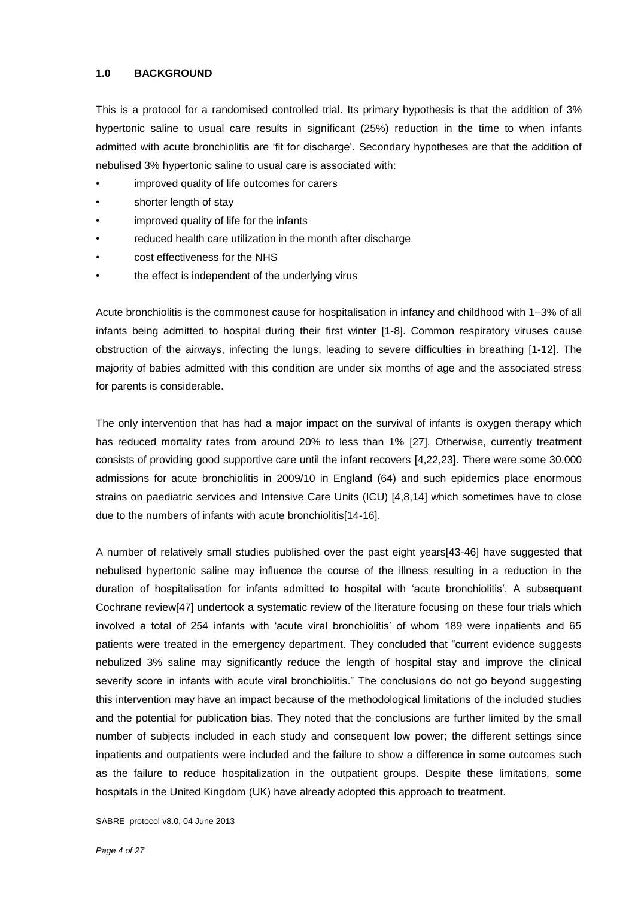## 1.0 BACKGROUND

This is a protocol for a randomised controlled trial. Its primary hypothesis is that the addition of 3% hypertonic saline to usual care results in significant (25%) reduction in the time to when infants admitted with acute bronchiolitis are 'fit for discharge'. Secondary hypotheses are that the addition of nebulised 3% hypertonic saline to usual care is associated with:

- improved quality of life outcomes for carers
- shorter length of stay
- improved quality of life for the infants
- reduced health care utilization in the month after discharge
- cost effectiveness for the NHS
- the effect is independent of the underlying virus

Acute bronchiolitis is the commonest cause for hospitalisation in infancy and childhood with 1–3% of all infants being admitted to hospital during their first winter [1-8]. Common respiratory viruses cause obstruction of the airways, infecting the lungs, leading to severe difficulties in breathing [1-12]. The majority of babies admitted with this condition are under six months of age and the associated stress for parents is considerable.

The only intervention that has had a major impact on the survival of infants is oxygen therapy which has reduced mortality rates from around 20% to less than 1% [27]. Otherwise, currently treatment consists of providing good supportive care until the infant recovers [4,22,23]. There were some 30,000 admissions for acute bronchiolitis in 2009/10 in England (64) and such epidemics place enormous strains on paediatric services and Intensive Care Units (ICU) [4,8,14] which sometimes have to close due to the numbers of infants with acute bronchiolitis[14-16].

A number of relatively small studies published over the past eight years[43-46] have suggested that nebulised hypertonic saline may influence the course of the illness resulting in a reduction in the duration of hospitalisation for infants admitted to hospital with 'acute bronchiolitis'. A subsequent Cochrane review[47] undertook a systematic review of the literature focusing on these four trials which involved a total of 254 infants with 'acute viral bronchiolitis' of whom 189 were inpatients and 65 patients were treated in the emergency department. They concluded that "current evidence suggests nebulized 3% saline may significantly reduce the length of hospital stay and improve the clinical severity score in infants with acute viral bronchiolitis." The conclusions do not go beyond suggesting this intervention may have an impact because of the methodological limitations of the included studies and the potential for publication bias. They noted that the conclusions are further limited by the small number of subjects included in each study and consequent low power; the different settings since inpatients and outpatients were included and the failure to show a difference in some outcomes such as the failure to reduce hospitalization in the outpatient groups. Despite these limitations, some hospitals in the United Kingdom (UK) have already adopted this approach to treatment.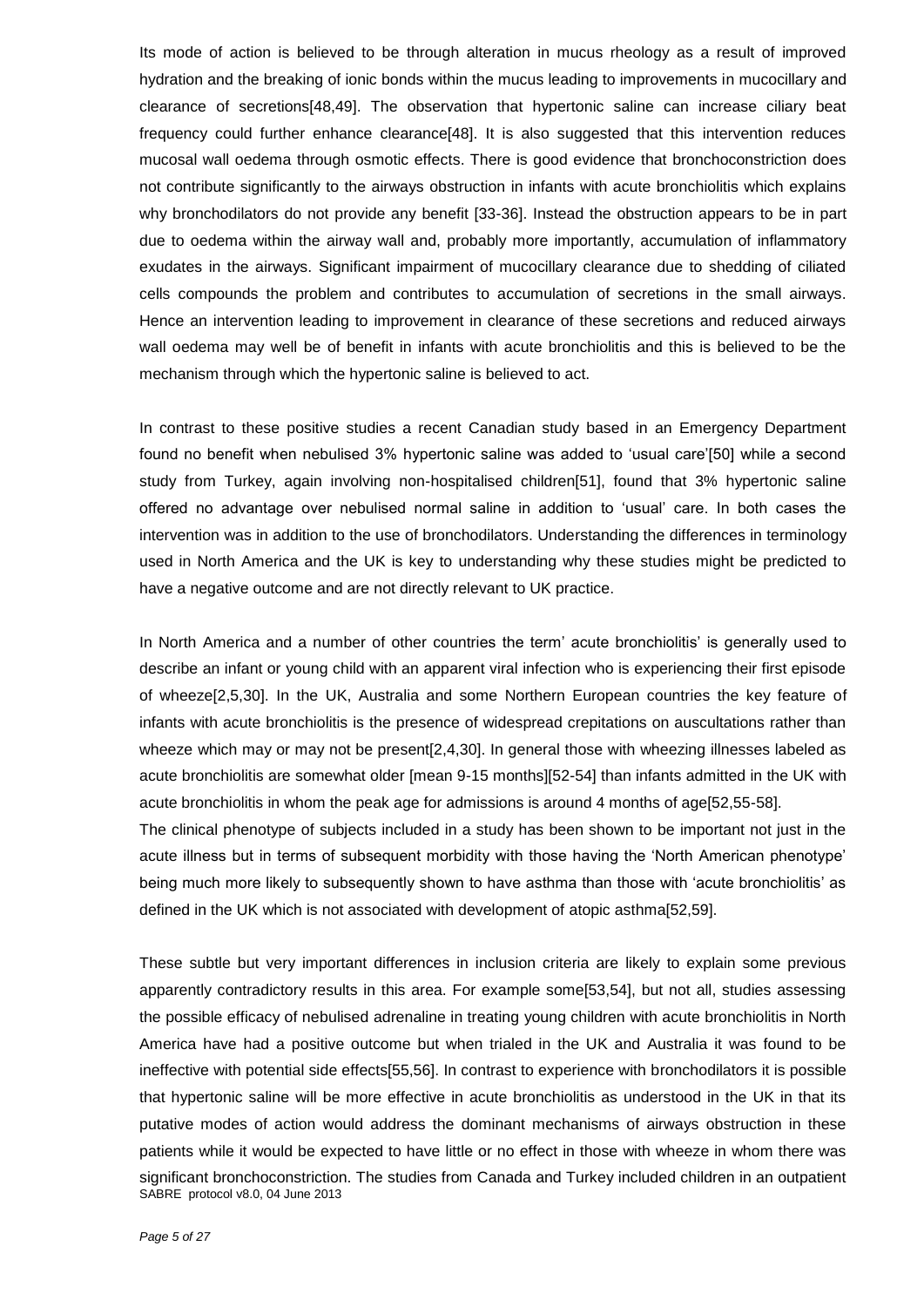Its mode of action is believed to be through alteration in mucus rheology as a result of improved hydration and the breaking of ionic bonds within the mucus leading to improvements in mucocillary and clearance of secretions[48,49]. The observation that hypertonic saline can increase ciliary beat frequency could further enhance clearance[48]. It is also suggested that this intervention reduces mucosal wall oedema through osmotic effects. There is good evidence that bronchoconstriction does not contribute significantly to the airways obstruction in infants with acute bronchiolitis which explains why bronchodilators do not provide any benefit [33-36]. Instead the obstruction appears to be in part due to oedema within the airway wall and, probably more importantly, accumulation of inflammatory exudates in the airways. Significant impairment of mucocillary clearance due to shedding of ciliated cells compounds the problem and contributes to accumulation of secretions in the small airways. Hence an intervention leading to improvement in clearance of these secretions and reduced airways wall oedema may well be of benefit in infants with acute bronchiolitis and this is believed to be the mechanism through which the hypertonic saline is believed to act.

In contrast to these positive studies a recent Canadian study based in an Emergency Department found no benefit when nebulised 3% hypertonic saline was added to 'usual care'[50] while a second study from Turkey, again involving non-hospitalised children[51], found that 3% hypertonic saline offered no advantage over nebulised normal saline in addition to 'usual' care. In both cases the intervention was in addition to the use of bronchodilators. Understanding the differences in terminology used in North America and the UK is key to understanding why these studies might be predicted to have a negative outcome and are not directly relevant to UK practice.

In North America and a number of other countries the term' acute bronchiolitis' is generally used to describe an infant or young child with an apparent viral infection who is experiencing their first episode of wheeze[2,5,30]. In the UK, Australia and some Northern European countries the key feature of infants with acute bronchiolitis is the presence of widespread crepitations on auscultations rather than wheeze which may or may not be present[2,4,30]. In general those with wheezing illnesses labeled as acute bronchiolitis are somewhat older [mean 9-15 months][52-54] than infants admitted in the UK with acute bronchiolitis in whom the peak age for admissions is around 4 months of age[52,55-58].

The clinical phenotype of subjects included in a study has been shown to be important not just in the acute illness but in terms of subsequent morbidity with those having the 'North American phenotype' being much more likely to subsequently shown to have asthma than those with 'acute bronchiolitis' as defined in the UK which is not associated with development of atopic asthma[52,59].

These subtle but very important differences in inclusion criteria are likely to explain some previous apparently contradictory results in this area. For example some[53,54], but not all, studies assessing the possible efficacy of nebulised adrenaline in treating young children with acute bronchiolitis in North America have had a positive outcome but when trialed in the UK and Australia it was found to be ineffective with potential side effects[55,56]. In contrast to experience with bronchodilators it is possible that hypertonic saline will be more effective in acute bronchiolitis as understood in the UK in that its putative modes of action would address the dominant mechanisms of airways obstruction in these patients while it would be expected to have little or no effect in those with wheeze in whom there was significant bronchoconstriction. The studies from Canada and Turkey included children in an outpatient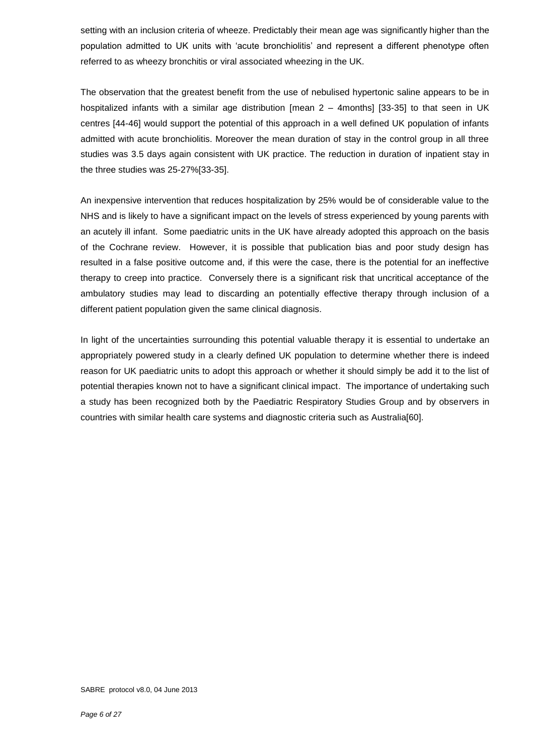setting with an inclusion criteria of wheeze. Predictably their mean age was significantly higher than the population admitted to UK units with 'acute bronchiolitis' and represent a different phenotype often referred to as wheezy bronchitis or viral associated wheezing in the UK.

The observation that the greatest benefit from the use of nebulised hypertonic saline appears to be in hospitalized infants with a similar age distribution [mean 2 – 4months] [33-35] to that seen in UK centres [44-46] would support the potential of this approach in a well defined UK population of infants admitted with acute bronchiolitis. Moreover the mean duration of stay in the control group in all three studies was 3.5 days again consistent with UK practice. The reduction in duration of inpatient stay in the three studies was 25-27%[33-35].

An inexpensive intervention that reduces hospitalization by 25% would be of considerable value to the NHS and is likely to have a significant impact on the levels of stress experienced by young parents with an acutely ill infant. Some paediatric units in the UK have already adopted this approach on the basis of the Cochrane review. However, it is possible that publication bias and poor study design has resulted in a false positive outcome and, if this were the case, there is the potential for an ineffective therapy to creep into practice. Conversely there is a significant risk that uncritical acceptance of the ambulatory studies may lead to discarding an potentially effective therapy through inclusion of a different patient population given the same clinical diagnosis.

In light of the uncertainties surrounding this potential valuable therapy it is essential to undertake an appropriately powered study in a clearly defined UK population to determine whether there is indeed reason for UK paediatric units to adopt this approach or whether it should simply be add it to the list of potential therapies known not to have a significant clinical impact. The importance of undertaking such a study has been recognized both by the Paediatric Respiratory Studies Group and by observers in countries with similar health care systems and diagnostic criteria such as Australia[60].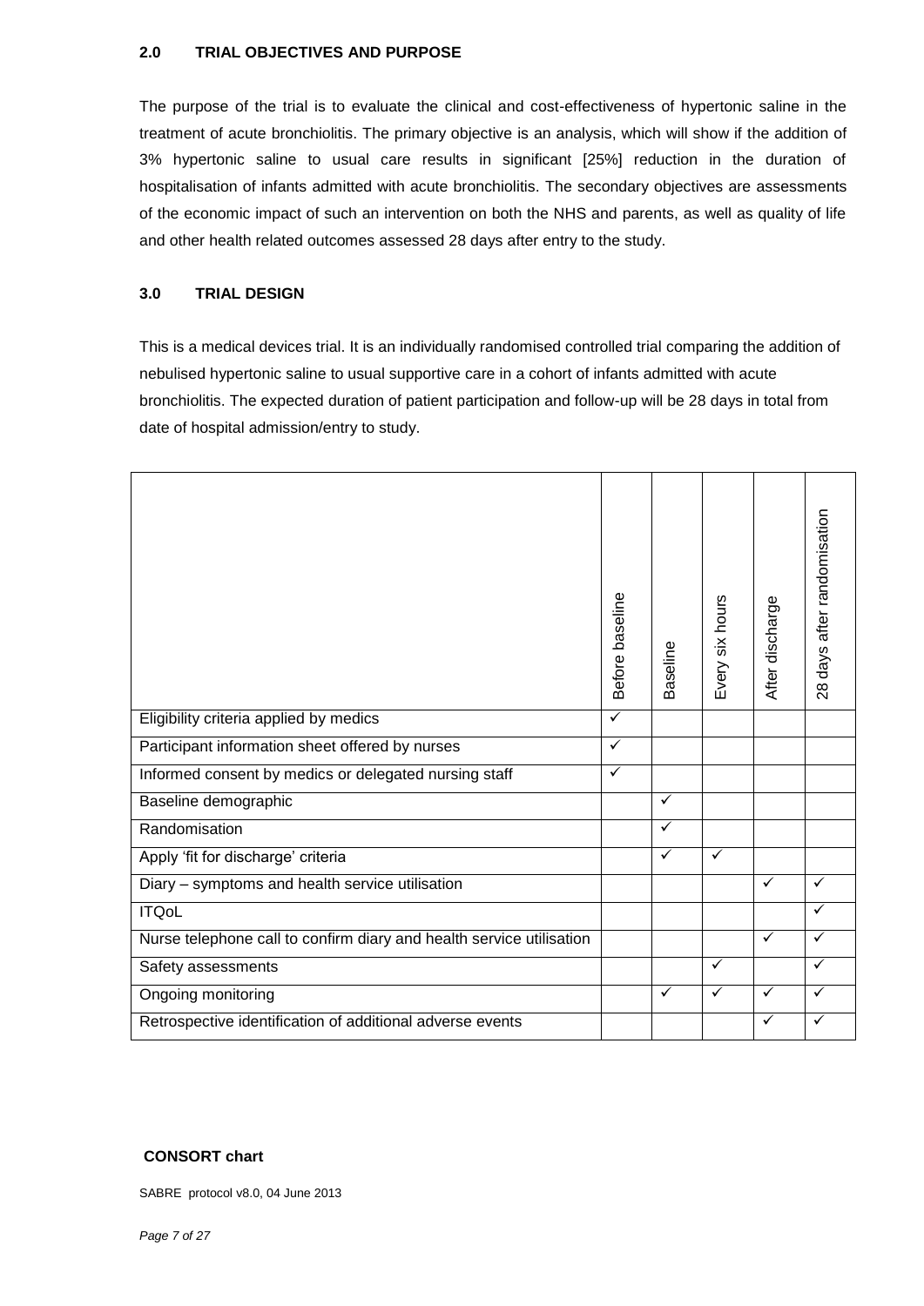## 2.0 TRIAL OBJECTIVES AND PURPOSE

The purpose of the trial is to evaluate the clinical and cost-effectiveness of hypertonic saline in the treatment of acute bronchiolitis. The primary objective is an analysis, which will show if the addition of 3% hypertonic saline to usual care results in significant [25%] reduction in the duration of hospitalisation of infants admitted with acute bronchiolitis. The secondary objectives are assessments of the economic impact of such an intervention on both the NHS and parents, as well as quality of life and other health related outcomes assessed 28 days after entry to the study.

## 3.0 TRIAL DESIGN

This is a medical devices trial. It is an individually randomised controlled trial comparing the addition of nebulised hypertonic saline to usual supportive care in a cohort of infants admitted with acute bronchiolitis. The expected duration of patient participation and follow-up will be 28 days in total from date of hospital admission/entry to study.

| | Before baseline | Baseline | Every six hours | After discharge | 28 days after randomisation |
|---|---|---|---|---|---|
| Eligibility criteria applied by medics | ✓ | | | | |
| Participant information sheet offered by nurses | ✓ | | | | |
| Informed consent by medics or delegated nursing staff | ✓ | | | | |
| Baseline demographic | | ✓ | | | |
| Randomisation | | ✓ | | | |
| Apply 'fit for discharge' criteria | | ✓ | ✓ | | |
| Diary – symptoms and health service utilisation | | | | ✓ | ✓ |
| ITQoL | | | | | ✓ |
| Nurse telephone call to confirm diary and health service utilisation | | | | ✓ | ✓ |
| Safety assessments | | | ✓ | | ✓ |
| Ongoing monitoring | | ✓ | ✓ | ✓ | ✓ |
| Retrospective identification of additional adverse events | | | | ✓ | ✓ |

**CONSORT chart**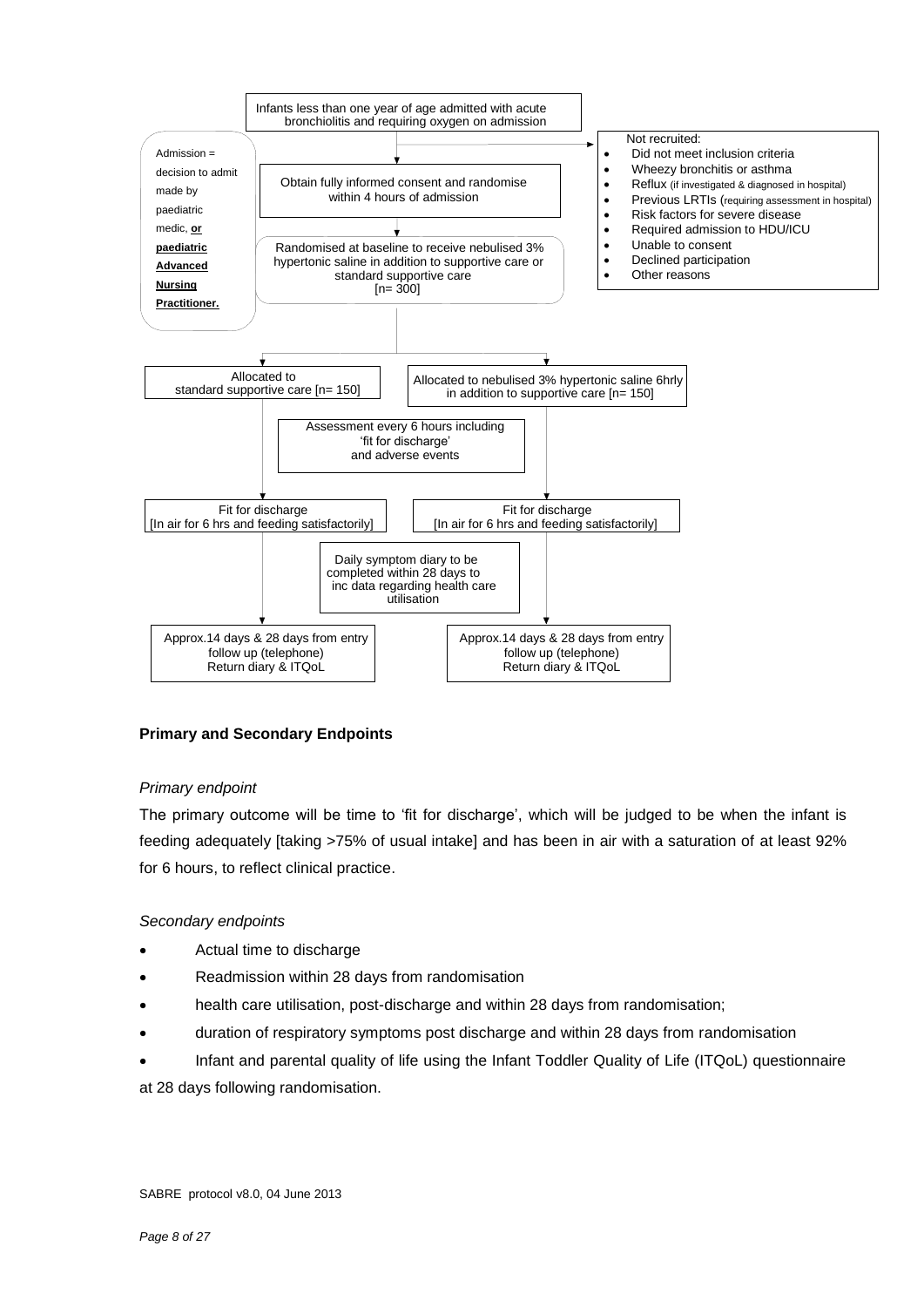Infants less than one year of age admitted with acute bronchiolitis and requiring oxygen on admission

Admission = decision to admit made by paediatric medic, **or** **paediatric Advanced Nursing Practitioner.**

Not recruited:

- Did not meet inclusion criteria
- Wheezy bronchitis or asthma
- Reflux (if investigated & diagnosed in hospital)
- Previous LRTIs (requiring assessment in hospital)
- Risk factors for severe disease
- Required admission to HDU/ICU
- Unable to consent
- Declined participation
- Other reasons

Obtain fully informed consent and randomise within 4 hours of admission

Randomised at baseline to receive nebulised 3% hypertonic saline in addition to supportive care or standard supportive care [n= 300]

Allocated to standard supportive care [n= 150]

Allocated to nebulised 3% hypertonic saline 6hrly in addition to supportive care [n= 150]

Assessment every 6 hours including 'fit for discharge' and adverse events

Fit for discharge [In air for 6 hrs and feeding satisfactorily]

Fit for discharge [In air for 6 hrs and feeding satisfactorily]

Daily symptom diary to be completed within 28 days to inc data regarding health care utilisation

Approx.14 days & 28 days from entry follow up (telephone) Return diary & ITQoL

Approx.14 days & 28 days from entry follow up (telephone) Return diary & ITQoL

### Primary and Secondary Endpoints

*Primary endpoint*

The primary outcome will be time to 'fit for discharge', which will be judged to be when the infant is feeding adequately [taking >75% of usual intake] and has been in air with a saturation of at least 92% for 6 hours, to reflect clinical practice.

*Secondary endpoints*

- Actual time to discharge
- Readmission within 28 days from randomisation
- health care utilisation, post-discharge and within 28 days from randomisation;
- duration of respiratory symptoms post discharge and within 28 days from randomisation
- Infant and parental quality of life using the Infant Toddler Quality of Life (ITQoL) questionnaire at 28 days following randomisation.

SABRE protocol v8.0, 04 June 2013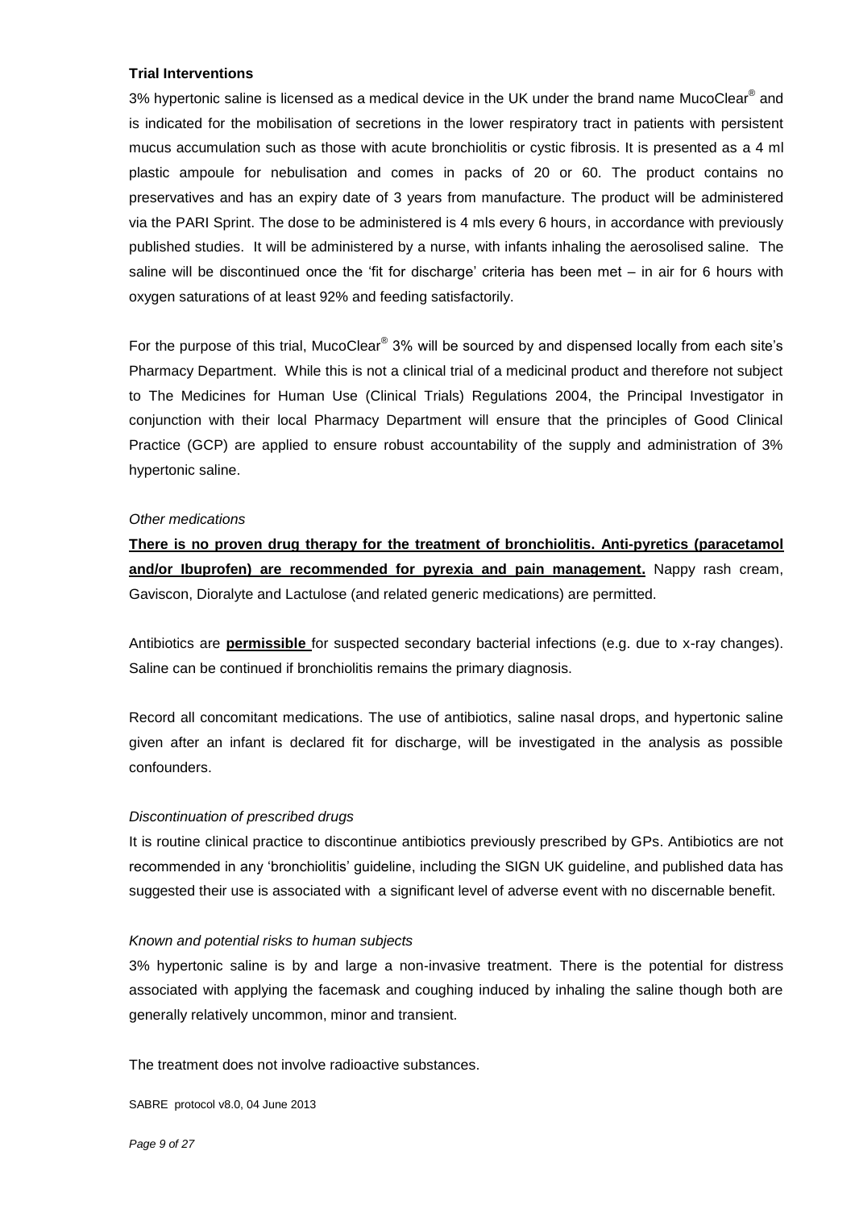**Trial Interventions**

3% hypertonic saline is licensed as a medical device in the UK under the brand name MucoClear® and is indicated for the mobilisation of secretions in the lower respiratory tract in patients with persistent mucus accumulation such as those with acute bronchiolitis or cystic fibrosis. It is presented as a 4 ml plastic ampoule for nebulisation and comes in packs of 20 or 60. The product contains no preservatives and has an expiry date of 3 years from manufacture. The product will be administered via the PARI Sprint. The dose to be administered is 4 mls every 6 hours, in accordance with previously published studies. It will be administered by a nurse, with infants inhaling the aerosolised saline. The saline will be discontinued once the 'fit for discharge' criteria has been met – in air for 6 hours with oxygen saturations of at least 92% and feeding satisfactorily.

For the purpose of this trial, MucoClear® 3% will be sourced by and dispensed locally from each site's Pharmacy Department. While this is not a clinical trial of a medicinal product and therefore not subject to The Medicines for Human Use (Clinical Trials) Regulations 2004, the Principal Investigator in conjunction with their local Pharmacy Department will ensure that the principles of Good Clinical Practice (GCP) are applied to ensure robust accountability of the supply and administration of 3% hypertonic saline.

*Other medications*

**There is no proven drug therapy for the treatment of bronchiolitis. Anti-pyretics (paracetamol and/or Ibuprofen) are recommended for pyrexia and pain management.** Nappy rash cream, Gaviscon, Dioralyte and Lactulose (and related generic medications) are permitted.

Antibiotics are **permissible** for suspected secondary bacterial infections (e.g. due to x-ray changes). Saline can be continued if bronchiolitis remains the primary diagnosis.

Record all concomitant medications. The use of antibiotics, saline nasal drops, and hypertonic saline given after an infant is declared fit for discharge, will be investigated in the analysis as possible confounders.

*Discontinuation of prescribed drugs*

It is routine clinical practice to discontinue antibiotics previously prescribed by GPs. Antibiotics are not recommended in any 'bronchiolitis' guideline, including the SIGN UK guideline, and published data has suggested their use is associated with a significant level of adverse event with no discernable benefit.

*Known and potential risks to human subjects*

3% hypertonic saline is by and large a non-invasive treatment. There is the potential for distress associated with applying the facemask and coughing induced by inhaling the saline though both are generally relatively uncommon, minor and transient.

The treatment does not involve radioactive substances.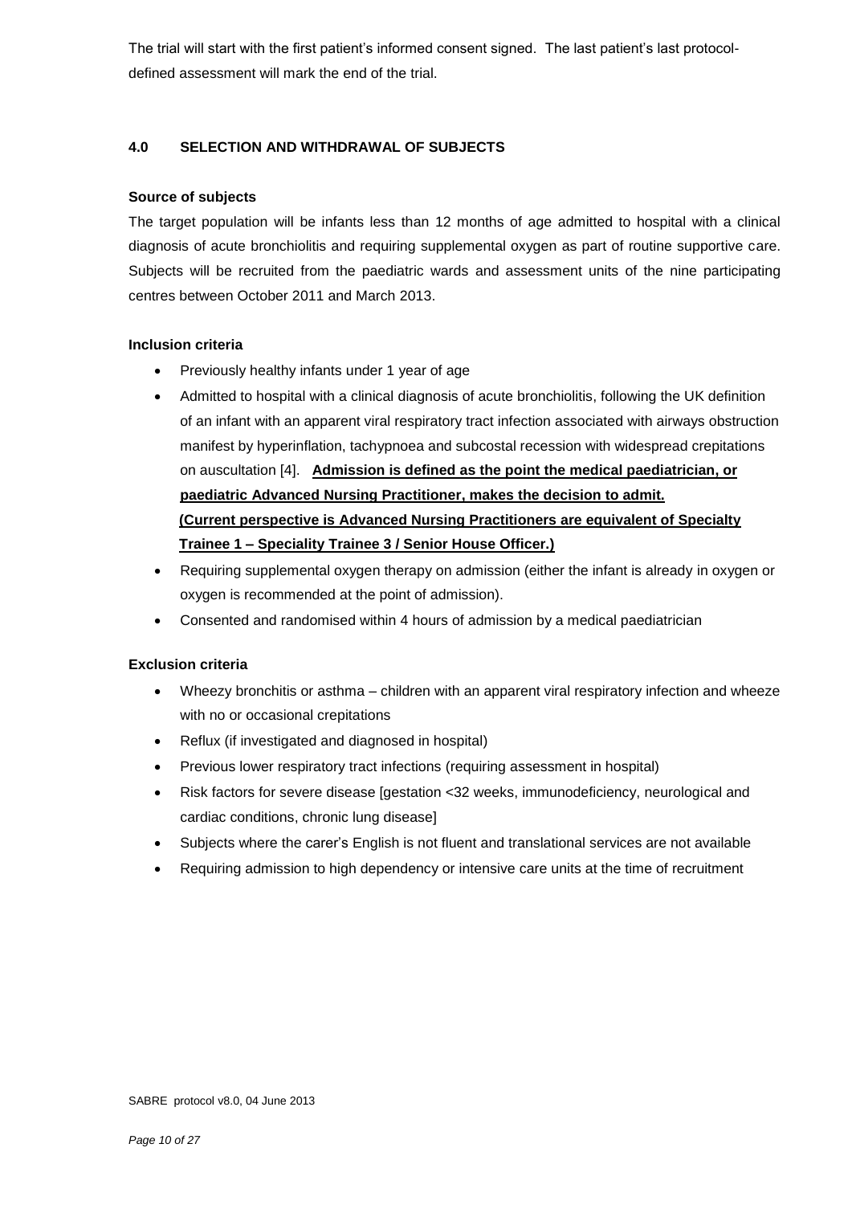The trial will start with the first patient's informed consent signed. The last patient's last protocol-defined assessment will mark the end of the trial.

## 4.0 SELECTION AND WITHDRAWAL OF SUBJECTS

**Source of subjects**

The target population will be infants less than 12 months of age admitted to hospital with a clinical diagnosis of acute bronchiolitis and requiring supplemental oxygen as part of routine supportive care. Subjects will be recruited from the paediatric wards and assessment units of the nine participating centres between October 2011 and March 2013.

**Inclusion criteria**

- Previously healthy infants under 1 year of age
- Admitted to hospital with a clinical diagnosis of acute bronchiolitis, following the UK definition of an infant with an apparent viral respiratory tract infection associated with airways obstruction manifest by hyperinflation, tachypnoea and subcostal recession with widespread crepitations on auscultation [4]. **Admission is defined as the point the medical paediatrician, or paediatric Advanced Nursing Practitioner, makes the decision to admit. (Current perspective is Advanced Nursing Practitioners are equivalent of Specialty Trainee 1 – Speciality Trainee 3 / Senior House Officer.)**
- Requiring supplemental oxygen therapy on admission (either the infant is already in oxygen or oxygen is recommended at the point of admission).
- Consented and randomised within 4 hours of admission by a medical paediatrician

**Exclusion criteria**

- Wheezy bronchitis or asthma – children with an apparent viral respiratory infection and wheeze with no or occasional crepitations
- Reflux (if investigated and diagnosed in hospital)
- Previous lower respiratory tract infections (requiring assessment in hospital)
- Risk factors for severe disease [gestation <32 weeks, immunodeficiency, neurological and cardiac conditions, chronic lung disease]
- Subjects where the carer's English is not fluent and translational services are not available
- Requiring admission to high dependency or intensive care units at the time of recruitment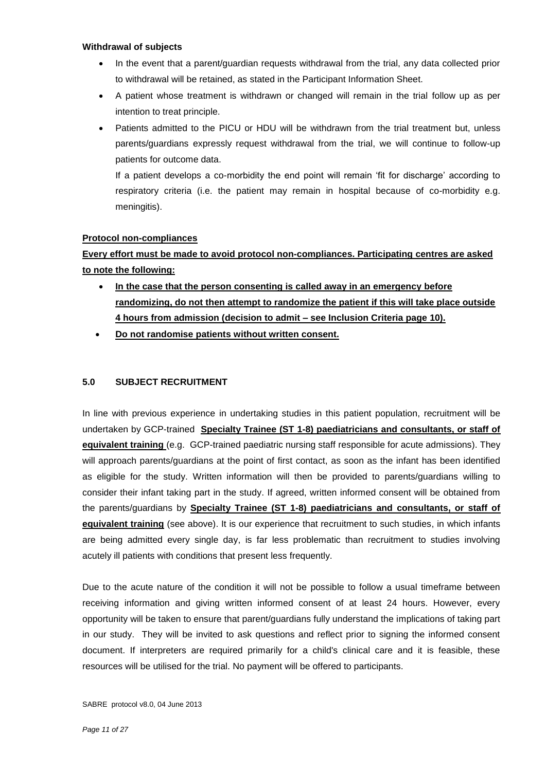**Withdrawal of subjects**

- In the event that a parent/guardian requests withdrawal from the trial, any data collected prior to withdrawal will be retained, as stated in the Participant Information Sheet.
- A patient whose treatment is withdrawn or changed will remain in the trial follow up as per intention to treat principle.
- Patients admitted to the PICU or HDU will be withdrawn from the trial treatment but, unless parents/guardians expressly request withdrawal from the trial, we will continue to follow-up patients for outcome data.

  If a patient develops a co-morbidity the end point will remain 'fit for discharge' according to respiratory criteria (i.e. the patient may remain in hospital because of co-morbidity e.g. meningitis).

**Protocol non-compliances**

**Every effort must be made to avoid protocol non-compliances. Participating centres are asked to note the following:**

- **In the case that the person consenting is called away in an emergency before randomizing, do not then attempt to randomize the patient if this will take place outside 4 hours from admission (decision to admit – see Inclusion Criteria page 10).**
- **Do not randomise patients without written consent.**

## 5.0 SUBJECT RECRUITMENT

In line with previous experience in undertaking studies in this patient population, recruitment will be undertaken by GCP-trained **Specialty Trainee (ST 1-8) paediatricians and consultants, or staff of equivalent training** (e.g. GCP-trained paediatric nursing staff responsible for acute admissions). They will approach parents/guardians at the point of first contact, as soon as the infant has been identified as eligible for the study. Written information will then be provided to parents/guardians willing to consider their infant taking part in the study. If agreed, written informed consent will be obtained from the parents/guardians by **Specialty Trainee (ST 1-8) paediatricians and consultants, or staff of equivalent training** (see above). It is our experience that recruitment to such studies, in which infants are being admitted every single day, is far less problematic than recruitment to studies involving acutely ill patients with conditions that present less frequently.

Due to the acute nature of the condition it will not be possible to follow a usual timeframe between receiving information and giving written informed consent of at least 24 hours. However, every opportunity will be taken to ensure that parent/guardians fully understand the implications of taking part in our study. They will be invited to ask questions and reflect prior to signing the informed consent document. If interpreters are required primarily for a child's clinical care and it is feasible, these resources will be utilised for the trial. No payment will be offered to participants.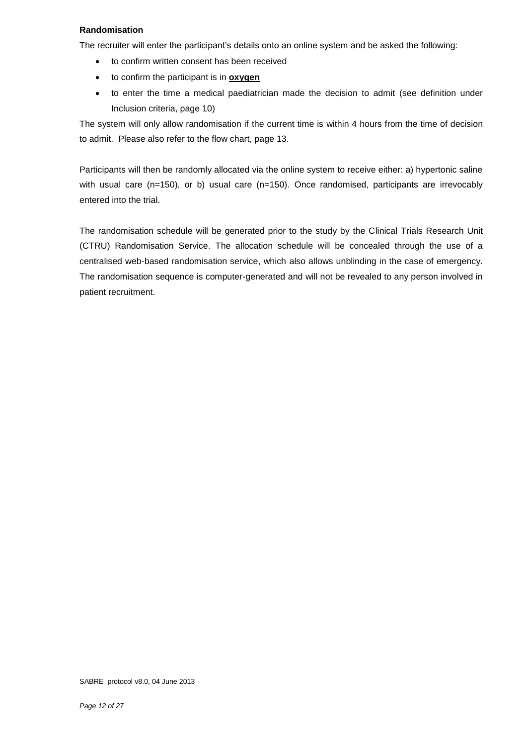**Randomisation**

The recruiter will enter the participant's details onto an online system and be asked the following:

- to confirm written consent has been received
- to confirm the participant is in **oxygen**
- to enter the time a medical paediatrician made the decision to admit (see definition under Inclusion criteria, page 10)

The system will only allow randomisation if the current time is within 4 hours from the time of decision to admit. Please also refer to the flow chart, page 13.

Participants will then be randomly allocated via the online system to receive either: a) hypertonic saline with usual care (n=150), or b) usual care (n=150). Once randomised, participants are irrevocably entered into the trial.

The randomisation schedule will be generated prior to the study by the Clinical Trials Research Unit (CTRU) Randomisation Service. The allocation schedule will be concealed through the use of a centralised web-based randomisation service, which also allows unblinding in the case of emergency. The randomisation sequence is computer-generated and will not be revealed to any person involved in patient recruitment.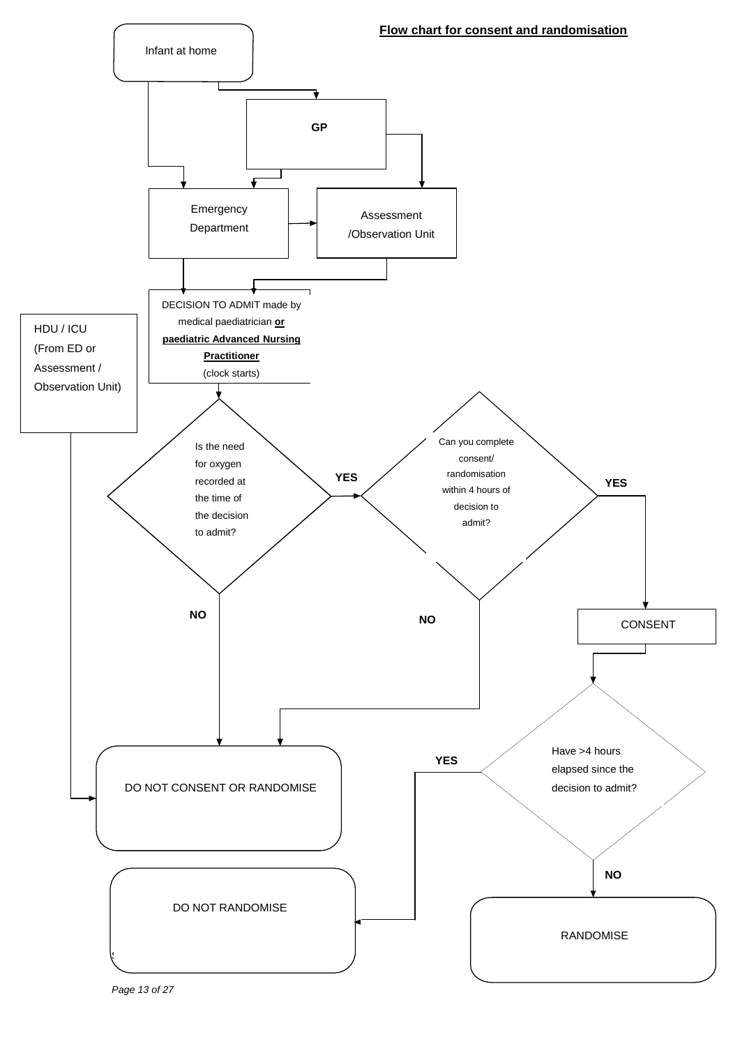## Flow chart for consent and randomisation

Infant at home

GP

Emergency Department

Assessment /Observation Unit

DECISION TO ADMIT made by medical paediatrician **or paediatric Advanced Nursing Practitioner** (clock starts)

HDU / ICU (From ED or Assessment / Observation Unit)

Is the need for oxygen recorded at the time of the decision to admit?

YES

Can you complete consent/ randomisation within 4 hours of decision to admit?

YES

NO

NO

CONSENT

Have >4 hours elapsed since the decision to admit?

YES

DO NOT CONSENT OR RANDOMISE

NO

DO NOT RANDOMISE

RANDOMISE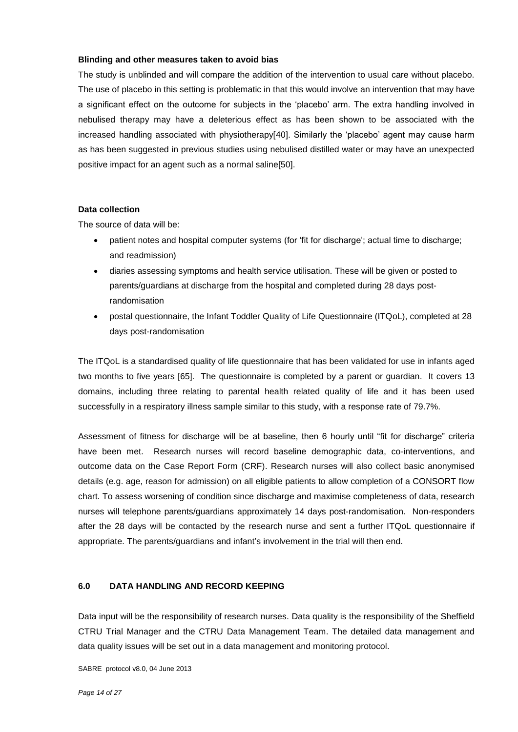**Blinding and other measures taken to avoid bias**

The study is unblinded and will compare the addition of the intervention to usual care without placebo. The use of placebo in this setting is problematic in that this would involve an intervention that may have a significant effect on the outcome for subjects in the 'placebo' arm. The extra handling involved in nebulised therapy may have a deleterious effect as has been shown to be associated with the increased handling associated with physiotherapy[40]. Similarly the 'placebo' agent may cause harm as has been suggested in previous studies using nebulised distilled water or may have an unexpected positive impact for an agent such as a normal saline[50].

**Data collection**

The source of data will be:

- patient notes and hospital computer systems (for 'fit for discharge'; actual time to discharge; and readmission)
- diaries assessing symptoms and health service utilisation. These will be given or posted to parents/guardians at discharge from the hospital and completed during 28 days post-randomisation
- postal questionnaire, the Infant Toddler Quality of Life Questionnaire (ITQoL), completed at 28 days post-randomisation

The ITQoL is a standardised quality of life questionnaire that has been validated for use in infants aged two months to five years [65]. The questionnaire is completed by a parent or guardian. It covers 13 domains, including three relating to parental health related quality of life and it has been used successfully in a respiratory illness sample similar to this study, with a response rate of 79.7%.

Assessment of fitness for discharge will be at baseline, then 6 hourly until "fit for discharge" criteria have been met. Research nurses will record baseline demographic data, co-interventions, and outcome data on the Case Report Form (CRF). Research nurses will also collect basic anonymised details (e.g. age, reason for admission) on all eligible patients to allow completion of a CONSORT flow chart. To assess worsening of condition since discharge and maximise completeness of data, research nurses will telephone parents/guardians approximately 14 days post-randomisation. Non-responders after the 28 days will be contacted by the research nurse and sent a further ITQoL questionnaire if appropriate. The parents/guardians and infant's involvement in the trial will then end.

## 6.0 DATA HANDLING AND RECORD KEEPING

Data input will be the responsibility of research nurses. Data quality is the responsibility of the Sheffield CTRU Trial Manager and the CTRU Data Management Team. The detailed data management and data quality issues will be set out in a data management and monitoring protocol.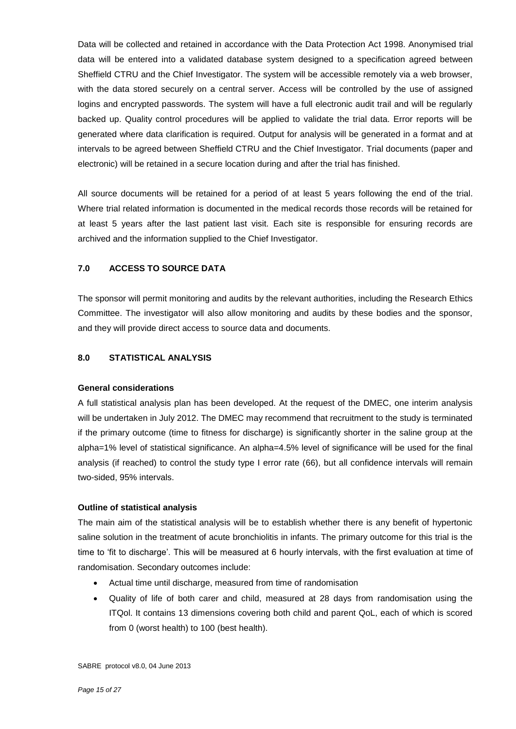Data will be collected and retained in accordance with the Data Protection Act 1998. Anonymised trial data will be entered into a validated database system designed to a specification agreed between Sheffield CTRU and the Chief Investigator. The system will be accessible remotely via a web browser, with the data stored securely on a central server. Access will be controlled by the use of assigned logins and encrypted passwords. The system will have a full electronic audit trail and will be regularly backed up. Quality control procedures will be applied to validate the trial data. Error reports will be generated where data clarification is required. Output for analysis will be generated in a format and at intervals to be agreed between Sheffield CTRU and the Chief Investigator. Trial documents (paper and electronic) will be retained in a secure location during and after the trial has finished.

All source documents will be retained for a period of at least 5 years following the end of the trial. Where trial related information is documented in the medical records those records will be retained for at least 5 years after the last patient last visit. Each site is responsible for ensuring records are archived and the information supplied to the Chief Investigator.

## 7.0 ACCESS TO SOURCE DATA

The sponsor will permit monitoring and audits by the relevant authorities, including the Research Ethics Committee. The investigator will also allow monitoring and audits by these bodies and the sponsor, and they will provide direct access to source data and documents.

## 8.0 STATISTICAL ANALYSIS

**General considerations**

A full statistical analysis plan has been developed. At the request of the DMEC, one interim analysis will be undertaken in July 2012. The DMEC may recommend that recruitment to the study is terminated if the primary outcome (time to fitness for discharge) is significantly shorter in the saline group at the alpha=1% level of statistical significance. An alpha=4.5% level of significance will be used for the final analysis (if reached) to control the study type I error rate (66), but all confidence intervals will remain two-sided, 95% intervals.

**Outline of statistical analysis**

The main aim of the statistical analysis will be to establish whether there is any benefit of hypertonic saline solution in the treatment of acute bronchiolitis in infants. The primary outcome for this trial is the time to 'fit to discharge'. This will be measured at 6 hourly intervals, with the first evaluation at time of randomisation. Secondary outcomes include:

- Actual time until discharge, measured from time of randomisation
- Quality of life of both carer and child, measured at 28 days from randomisation using the ITQol. It contains 13 dimensions covering both child and parent QoL, each of which is scored from 0 (worst health) to 100 (best health).

SABRE protocol v8.0, 04 June 2013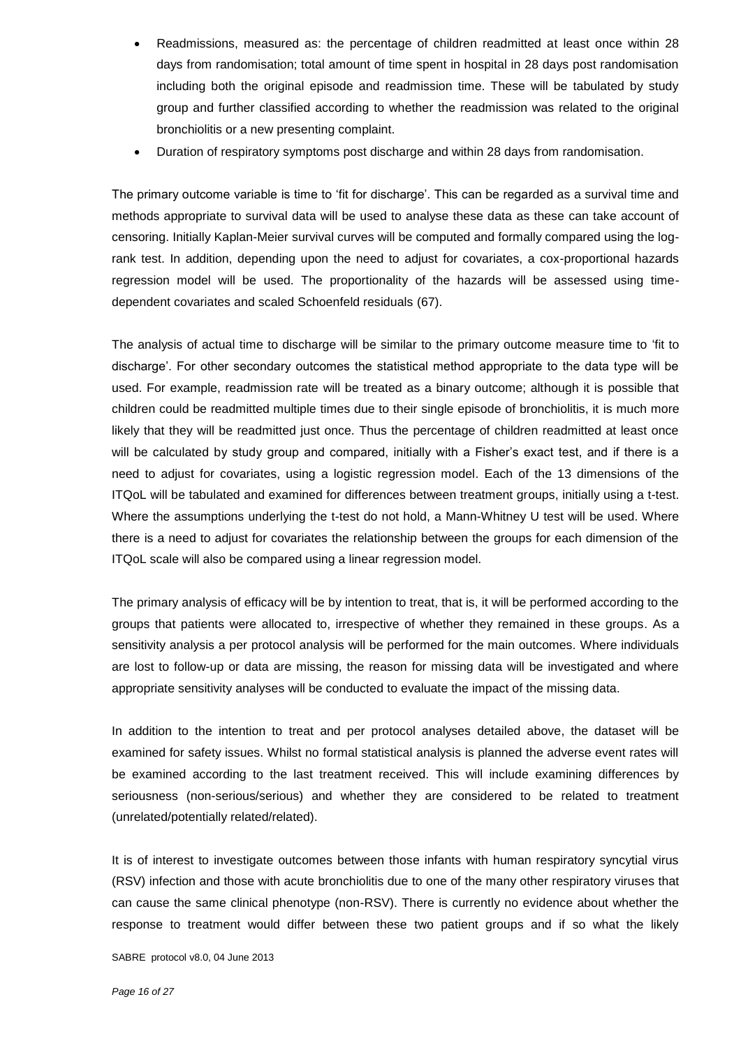- Readmissions, measured as: the percentage of children readmitted at least once within 28 days from randomisation; total amount of time spent in hospital in 28 days post randomisation including both the original episode and readmission time. These will be tabulated by study group and further classified according to whether the readmission was related to the original bronchiolitis or a new presenting complaint.
- Duration of respiratory symptoms post discharge and within 28 days from randomisation.

The primary outcome variable is time to 'fit for discharge'. This can be regarded as a survival time and methods appropriate to survival data will be used to analyse these data as these can take account of censoring. Initially Kaplan-Meier survival curves will be computed and formally compared using the log-rank test. In addition, depending upon the need to adjust for covariates, a cox-proportional hazards regression model will be used. The proportionality of the hazards will be assessed using time-dependent covariates and scaled Schoenfeld residuals (67).

The analysis of actual time to discharge will be similar to the primary outcome measure time to 'fit to discharge'. For other secondary outcomes the statistical method appropriate to the data type will be used. For example, readmission rate will be treated as a binary outcome; although it is possible that children could be readmitted multiple times due to their single episode of bronchiolitis, it is much more likely that they will be readmitted just once. Thus the percentage of children readmitted at least once will be calculated by study group and compared, initially with a Fisher's exact test, and if there is a need to adjust for covariates, using a logistic regression model. Each of the 13 dimensions of the ITQoL will be tabulated and examined for differences between treatment groups, initially using a t-test. Where the assumptions underlying the t-test do not hold, a Mann-Whitney U test will be used. Where there is a need to adjust for covariates the relationship between the groups for each dimension of the ITQoL scale will also be compared using a linear regression model.

The primary analysis of efficacy will be by intention to treat, that is, it will be performed according to the groups that patients were allocated to, irrespective of whether they remained in these groups. As a sensitivity analysis a per protocol analysis will be performed for the main outcomes. Where individuals are lost to follow-up or data are missing, the reason for missing data will be investigated and where appropriate sensitivity analyses will be conducted to evaluate the impact of the missing data.

In addition to the intention to treat and per protocol analyses detailed above, the dataset will be examined for safety issues. Whilst no formal statistical analysis is planned the adverse event rates will be examined according to the last treatment received. This will include examining differences by seriousness (non-serious/serious) and whether they are considered to be related to treatment (unrelated/potentially related/related).

It is of interest to investigate outcomes between those infants with human respiratory syncytial virus (RSV) infection and those with acute bronchiolitis due to one of the many other respiratory viruses that can cause the same clinical phenotype (non-RSV). There is currently no evidence about whether the response to treatment would differ between these two patient groups and if so what the likely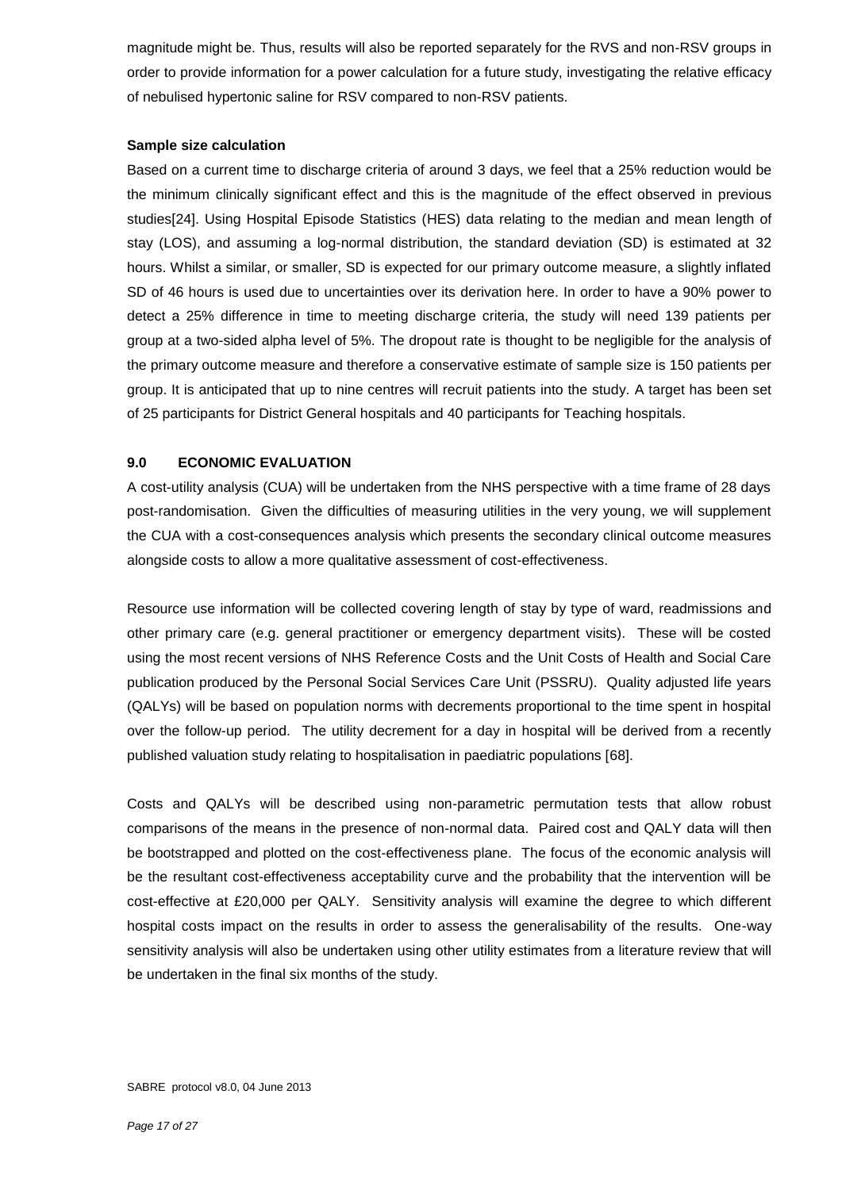magnitude might be. Thus, results will also be reported separately for the RVS and non-RSV groups in order to provide information for a power calculation for a future study, investigating the relative efficacy of nebulised hypertonic saline for RSV compared to non-RSV patients.

**Sample size calculation**

Based on a current time to discharge criteria of around 3 days, we feel that a 25% reduction would be the minimum clinically significant effect and this is the magnitude of the effect observed in previous studies[24]. Using Hospital Episode Statistics (HES) data relating to the median and mean length of stay (LOS), and assuming a log-normal distribution, the standard deviation (SD) is estimated at 32 hours. Whilst a similar, or smaller, SD is expected for our primary outcome measure, a slightly inflated SD of 46 hours is used due to uncertainties over its derivation here. In order to have a 90% power to detect a 25% difference in time to meeting discharge criteria, the study will need 139 patients per group at a two-sided alpha level of 5%. The dropout rate is thought to be negligible for the analysis of the primary outcome measure and therefore a conservative estimate of sample size is 150 patients per group. It is anticipated that up to nine centres will recruit patients into the study. A target has been set of 25 participants for District General hospitals and 40 participants for Teaching hospitals.

## 9.0 ECONOMIC EVALUATION

A cost-utility analysis (CUA) will be undertaken from the NHS perspective with a time frame of 28 days post-randomisation. Given the difficulties of measuring utilities in the very young, we will supplement the CUA with a cost-consequences analysis which presents the secondary clinical outcome measures alongside costs to allow a more qualitative assessment of cost-effectiveness.

Resource use information will be collected covering length of stay by type of ward, readmissions and other primary care (e.g. general practitioner or emergency department visits). These will be costed using the most recent versions of NHS Reference Costs and the Unit Costs of Health and Social Care publication produced by the Personal Social Services Care Unit (PSSRU). Quality adjusted life years (QALYs) will be based on population norms with decrements proportional to the time spent in hospital over the follow-up period. The utility decrement for a day in hospital will be derived from a recently published valuation study relating to hospitalisation in paediatric populations [68].

Costs and QALYs will be described using non-parametric permutation tests that allow robust comparisons of the means in the presence of non-normal data. Paired cost and QALY data will then be bootstrapped and plotted on the cost-effectiveness plane. The focus of the economic analysis will be the resultant cost-effectiveness acceptability curve and the probability that the intervention will be cost-effective at £20,000 per QALY. Sensitivity analysis will examine the degree to which different hospital costs impact on the results in order to assess the generalisability of the results. One-way sensitivity analysis will also be undertaken using other utility estimates from a literature review that will be undertaken in the final six months of the study.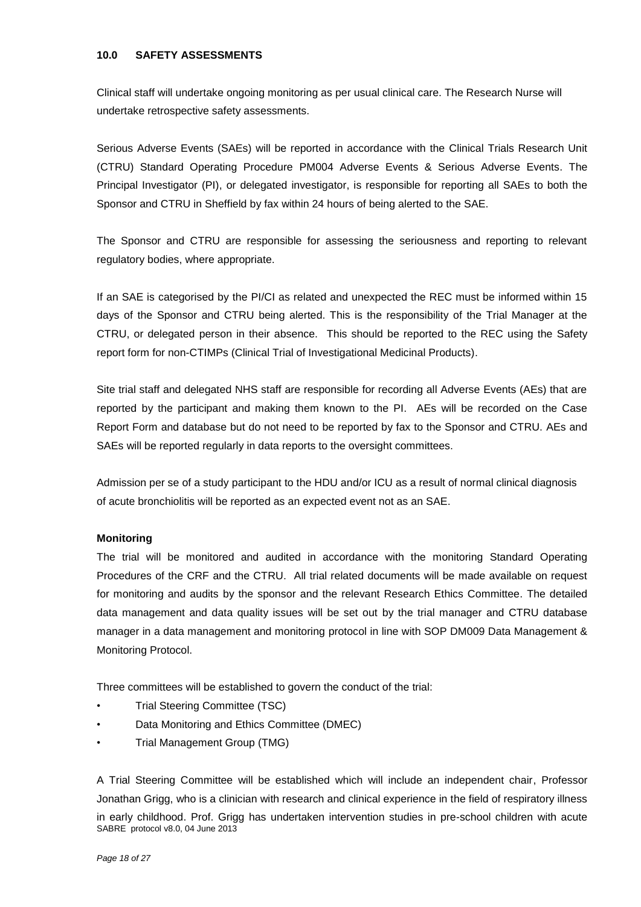## 10.0 SAFETY ASSESSMENTS

Clinical staff will undertake ongoing monitoring as per usual clinical care. The Research Nurse will undertake retrospective safety assessments.

Serious Adverse Events (SAEs) will be reported in accordance with the Clinical Trials Research Unit (CTRU) Standard Operating Procedure PM004 Adverse Events & Serious Adverse Events. The Principal Investigator (PI), or delegated investigator, is responsible for reporting all SAEs to both the Sponsor and CTRU in Sheffield by fax within 24 hours of being alerted to the SAE.

The Sponsor and CTRU are responsible for assessing the seriousness and reporting to relevant regulatory bodies, where appropriate.

If an SAE is categorised by the PI/CI as related and unexpected the REC must be informed within 15 days of the Sponsor and CTRU being alerted. This is the responsibility of the Trial Manager at the CTRU, or delegated person in their absence. This should be reported to the REC using the Safety report form for non-CTIMPs (Clinical Trial of Investigational Medicinal Products).

Site trial staff and delegated NHS staff are responsible for recording all Adverse Events (AEs) that are reported by the participant and making them known to the PI. AEs will be recorded on the Case Report Form and database but do not need to be reported by fax to the Sponsor and CTRU. AEs and SAEs will be reported regularly in data reports to the oversight committees.

Admission per se of a study participant to the HDU and/or ICU as a result of normal clinical diagnosis of acute bronchiolitis will be reported as an expected event not as an SAE.

**Monitoring**

The trial will be monitored and audited in accordance with the monitoring Standard Operating Procedures of the CRF and the CTRU. All trial related documents will be made available on request for monitoring and audits by the sponsor and the relevant Research Ethics Committee. The detailed data management and data quality issues will be set out by the trial manager and CTRU database manager in a data management and monitoring protocol in line with SOP DM009 Data Management & Monitoring Protocol.

Three committees will be established to govern the conduct of the trial:

- Trial Steering Committee (TSC)
- Data Monitoring and Ethics Committee (DMEC)
- Trial Management Group (TMG)

A Trial Steering Committee will be established which will include an independent chair, Professor Jonathan Grigg, who is a clinician with research and clinical experience in the field of respiratory illness in early childhood. Prof. Grigg has undertaken intervention studies in pre-school children with acute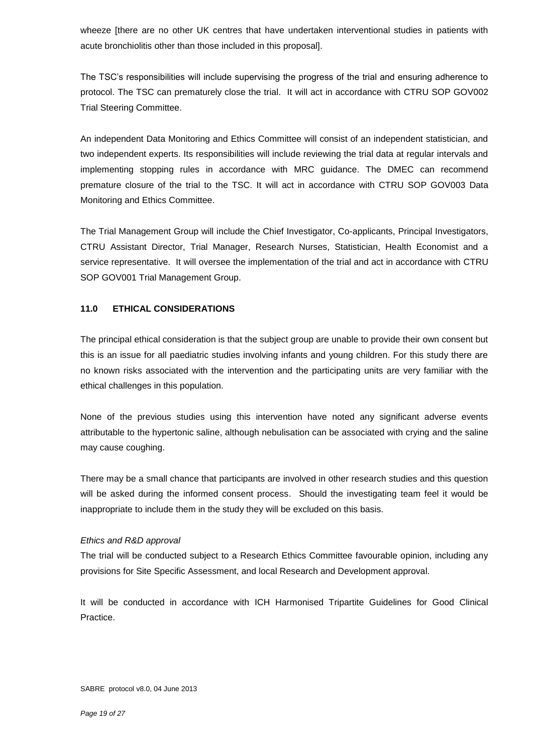wheeze [there are no other UK centres that have undertaken interventional studies in patients with acute bronchiolitis other than those included in this proposal].

The TSC's responsibilities will include supervising the progress of the trial and ensuring adherence to protocol. The TSC can prematurely close the trial. It will act in accordance with CTRU SOP GOV002 Trial Steering Committee.

An independent Data Monitoring and Ethics Committee will consist of an independent statistician, and two independent experts. Its responsibilities will include reviewing the trial data at regular intervals and implementing stopping rules in accordance with MRC guidance. The DMEC can recommend premature closure of the trial to the TSC. It will act in accordance with CTRU SOP GOV003 Data Monitoring and Ethics Committee.

The Trial Management Group will include the Chief Investigator, Co-applicants, Principal Investigators, CTRU Assistant Director, Trial Manager, Research Nurses, Statistician, Health Economist and a service representative. It will oversee the implementation of the trial and act in accordance with CTRU SOP GOV001 Trial Management Group.

## 11.0 ETHICAL CONSIDERATIONS

The principal ethical consideration is that the subject group are unable to provide their own consent but this is an issue for all paediatric studies involving infants and young children. For this study there are no known risks associated with the intervention and the participating units are very familiar with the ethical challenges in this population.

None of the previous studies using this intervention have noted any significant adverse events attributable to the hypertonic saline, although nebulisation can be associated with crying and the saline may cause coughing.

There may be a small chance that participants are involved in other research studies and this question will be asked during the informed consent process. Should the investigating team feel it would be inappropriate to include them in the study they will be excluded on this basis.

*Ethics and R&D approval*

The trial will be conducted subject to a Research Ethics Committee favourable opinion, including any provisions for Site Specific Assessment, and local Research and Development approval.

It will be conducted in accordance with ICH Harmonised Tripartite Guidelines for Good Clinical Practice.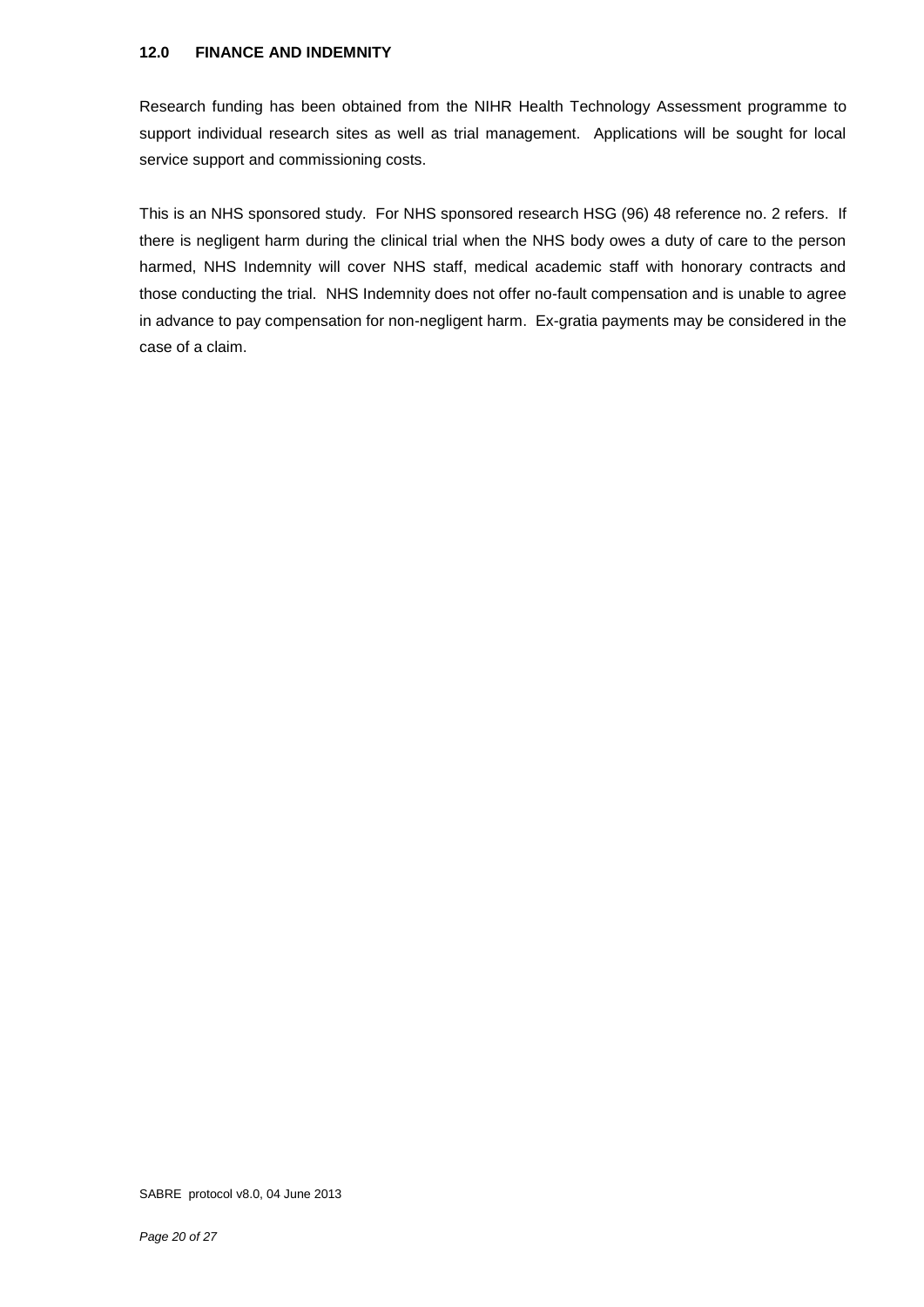## 12.0 FINANCE AND INDEMNITY

Research funding has been obtained from the NIHR Health Technology Assessment programme to support individual research sites as well as trial management. Applications will be sought for local service support and commissioning costs.

This is an NHS sponsored study. For NHS sponsored research HSG (96) 48 reference no. 2 refers. If there is negligent harm during the clinical trial when the NHS body owes a duty of care to the person harmed, NHS Indemnity will cover NHS staff, medical academic staff with honorary contracts and those conducting the trial. NHS Indemnity does not offer no-fault compensation and is unable to agree in advance to pay compensation for non-negligent harm. Ex-gratia payments may be considered in the case of a claim.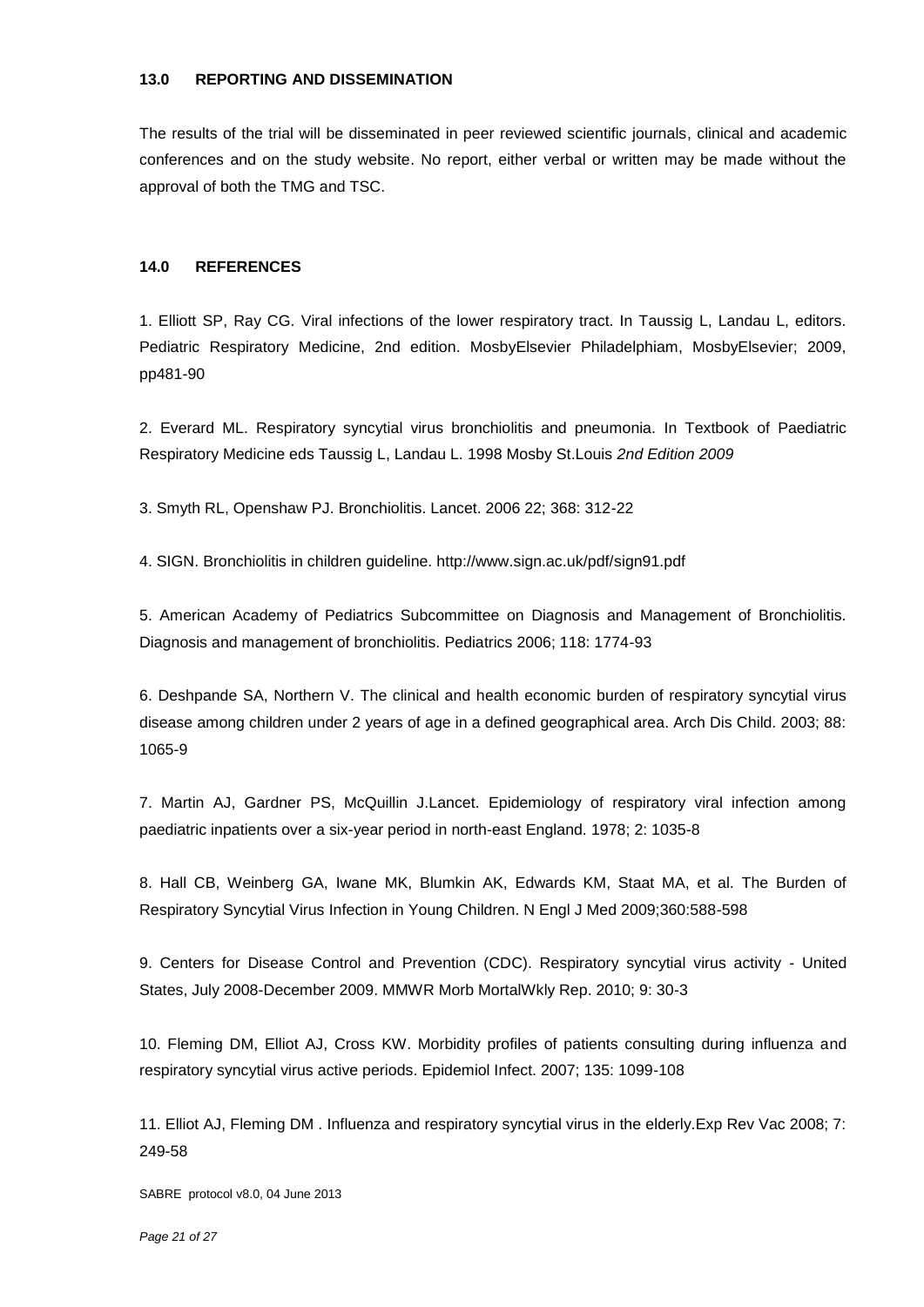## 13.0 REPORTING AND DISSEMINATION

The results of the trial will be disseminated in peer reviewed scientific journals, clinical and academic conferences and on the study website. No report, either verbal or written may be made without the approval of both the TMG and TSC.

## 14.0 REFERENCES

1. Elliott SP, Ray CG. Viral infections of the lower respiratory tract. In Taussig L, Landau L, editors. Pediatric Respiratory Medicine, 2nd edition. MosbyElsevier Philadelphiam, MosbyElsevier; 2009, pp481-90

2. Everard ML. Respiratory syncytial virus bronchiolitis and pneumonia. In Textbook of Paediatric Respiratory Medicine eds Taussig L, Landau L. 1998 Mosby St.Louis *2nd Edition 2009*

3. Smyth RL, Openshaw PJ. Bronchiolitis. Lancet. 2006 22; 368: 312-22

4. SIGN. Bronchiolitis in children guideline. http://www.sign.ac.uk/pdf/sign91.pdf

5. American Academy of Pediatrics Subcommittee on Diagnosis and Management of Bronchiolitis. Diagnosis and management of bronchiolitis. Pediatrics 2006; 118: 1774-93

6. Deshpande SA, Northern V. The clinical and health economic burden of respiratory syncytial virus disease among children under 2 years of age in a defined geographical area. Arch Dis Child. 2003; 88: 1065-9

7. Martin AJ, Gardner PS, McQuillin J.Lancet. Epidemiology of respiratory viral infection among paediatric inpatients over a six-year period in north-east England. 1978; 2: 1035-8

8. Hall CB, Weinberg GA, Iwane MK, Blumkin AK, Edwards KM, Staat MA, et al. The Burden of Respiratory Syncytial Virus Infection in Young Children. N Engl J Med 2009;360:588-598

9. Centers for Disease Control and Prevention (CDC). Respiratory syncytial virus activity - United States, July 2008-December 2009. MMWR Morb MortalWkly Rep. 2010; 9: 30-3

10. Fleming DM, Elliot AJ, Cross KW. Morbidity profiles of patients consulting during influenza and respiratory syncytial virus active periods. Epidemiol Infect. 2007; 135: 1099-108

11. Elliot AJ, Fleming DM . Influenza and respiratory syncytial virus in the elderly.Exp Rev Vac 2008; 7: 249-58

SABRE protocol v8.0, 04 June 2013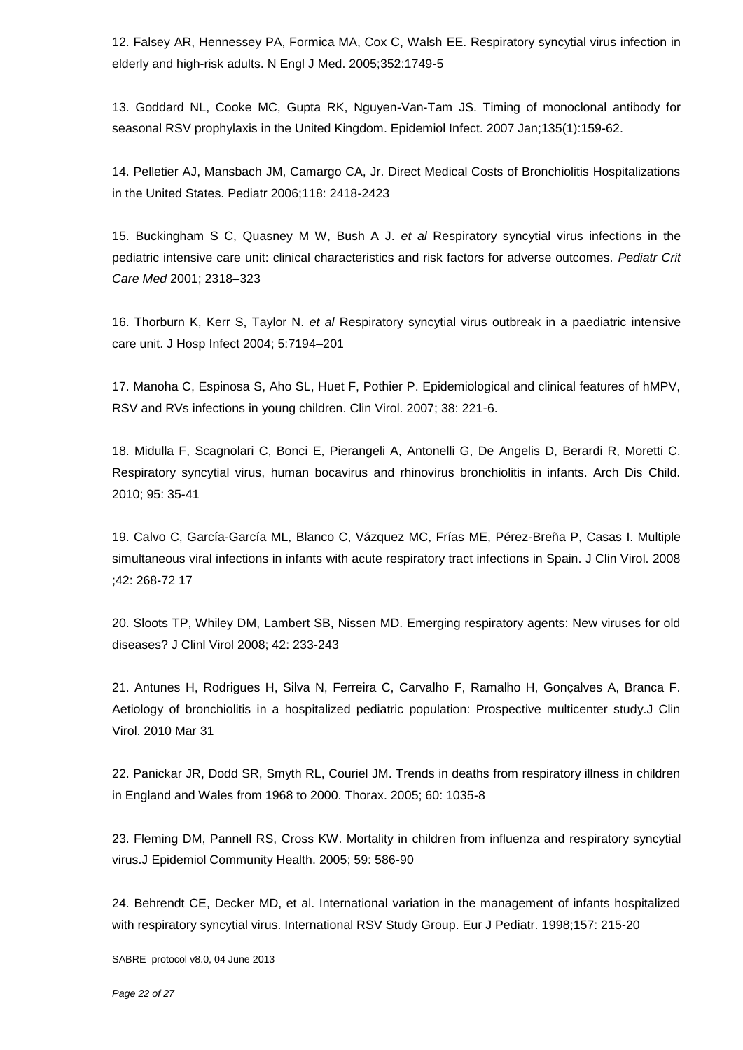12. Falsey AR, Hennessey PA, Formica MA, Cox C, Walsh EE. Respiratory syncytial virus infection in elderly and high-risk adults. N Engl J Med. 2005;352:1749-5

13. Goddard NL, Cooke MC, Gupta RK, Nguyen-Van-Tam JS. Timing of monoclonal antibody for seasonal RSV prophylaxis in the United Kingdom. Epidemiol Infect. 2007 Jan;135(1):159-62.

14. Pelletier AJ, Mansbach JM, Camargo CA, Jr. Direct Medical Costs of Bronchiolitis Hospitalizations in the United States. Pediatr 2006;118: 2418-2423

15. Buckingham S C, Quasney M W, Bush A J. *et al* Respiratory syncytial virus infections in the pediatric intensive care unit: clinical characteristics and risk factors for adverse outcomes. *Pediatr Crit Care Med* 2001; 2318–323

16. Thorburn K, Kerr S, Taylor N. *et al* Respiratory syncytial virus outbreak in a paediatric intensive care unit. J Hosp Infect 2004; 5:7194–201

17. Manoha C, Espinosa S, Aho SL, Huet F, Pothier P. Epidemiological and clinical features of hMPV, RSV and RVs infections in young children. Clin Virol. 2007; 38: 221-6.

18. Midulla F, Scagnolari C, Bonci E, Pierangeli A, Antonelli G, De Angelis D, Berardi R, Moretti C. Respiratory syncytial virus, human bocavirus and rhinovirus bronchiolitis in infants. Arch Dis Child. 2010; 95: 35-41

19. Calvo C, García-García ML, Blanco C, Vázquez MC, Frías ME, Pérez-Breña P, Casas I. Multiple simultaneous viral infections in infants with acute respiratory tract infections in Spain. J Clin Virol. 2008 ;42: 268-72 17

20. Sloots TP, Whiley DM, Lambert SB, Nissen MD. Emerging respiratory agents: New viruses for old diseases? J Clinl Virol 2008; 42: 233-243

21. Antunes H, Rodrigues H, Silva N, Ferreira C, Carvalho F, Ramalho H, Gonçalves A, Branca F. Aetiology of bronchiolitis in a hospitalized pediatric population: Prospective multicenter study.J Clin Virol. 2010 Mar 31

22. Panickar JR, Dodd SR, Smyth RL, Couriel JM. Trends in deaths from respiratory illness in children in England and Wales from 1968 to 2000. Thorax. 2005; 60: 1035-8

23. Fleming DM, Pannell RS, Cross KW. Mortality in children from influenza and respiratory syncytial virus.J Epidemiol Community Health. 2005; 59: 586-90

24. Behrendt CE, Decker MD, et al. International variation in the management of infants hospitalized with respiratory syncytial virus. International RSV Study Group. Eur J Pediatr. 1998;157: 215-20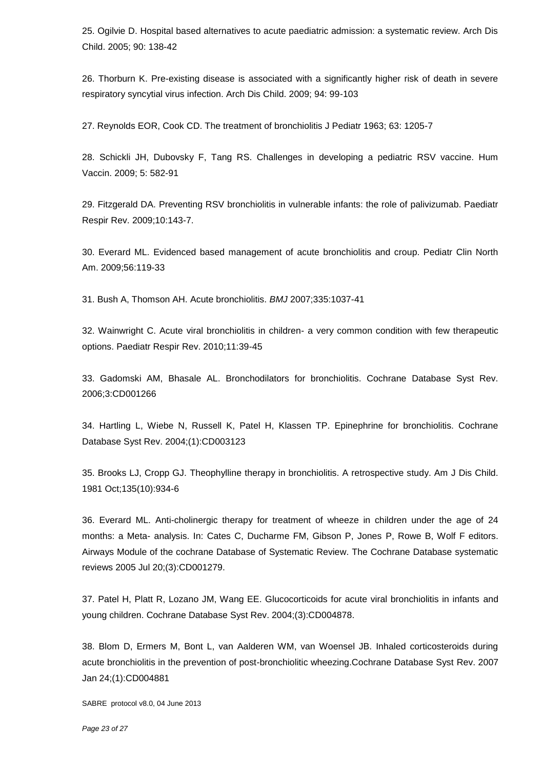25. Ogilvie D. Hospital based alternatives to acute paediatric admission: a systematic review. Arch Dis Child. 2005; 90: 138-42

26. Thorburn K. Pre-existing disease is associated with a significantly higher risk of death in severe respiratory syncytial virus infection. Arch Dis Child. 2009; 94: 99-103

27. Reynolds EOR, Cook CD. The treatment of bronchiolitis J Pediatr 1963; 63: 1205-7

28. Schickli JH, Dubovsky F, Tang RS. Challenges in developing a pediatric RSV vaccine. Hum Vaccin. 2009; 5: 582-91

29. Fitzgerald DA. Preventing RSV bronchiolitis in vulnerable infants: the role of palivizumab. Paediatr Respir Rev. 2009;10:143-7.

30. Everard ML. Evidenced based management of acute bronchiolitis and croup. Pediatr Clin North Am. 2009;56:119-33

31. Bush A, Thomson AH. Acute bronchiolitis. *BMJ* 2007;335:1037-41

32. Wainwright C. Acute viral bronchiolitis in children- a very common condition with few therapeutic options. Paediatr Respir Rev. 2010;11:39-45

33. Gadomski AM, Bhasale AL. Bronchodilators for bronchiolitis. Cochrane Database Syst Rev. 2006;3:CD001266

34. Hartling L, Wiebe N, Russell K, Patel H, Klassen TP. Epinephrine for bronchiolitis. Cochrane Database Syst Rev. 2004;(1):CD003123

35. Brooks LJ, Cropp GJ. Theophylline therapy in bronchiolitis. A retrospective study. Am J Dis Child. 1981 Oct;135(10):934-6

36. Everard ML. Anti-cholinergic therapy for treatment of wheeze in children under the age of 24 months: a Meta- analysis. In: Cates C, Ducharme FM, Gibson P, Jones P, Rowe B, Wolf F editors. Airways Module of the cochrane Database of Systematic Review. The Cochrane Database systematic reviews 2005 Jul 20;(3):CD001279.

37. Patel H, Platt R, Lozano JM, Wang EE. Glucocorticoids for acute viral bronchiolitis in infants and young children. Cochrane Database Syst Rev. 2004;(3):CD004878.

38. Blom D, Ermers M, Bont L, van Aalderen WM, van Woensel JB. Inhaled corticosteroids during acute bronchiolitis in the prevention of post-bronchiolitic wheezing.Cochrane Database Syst Rev. 2007 Jan 24;(1):CD004881

SABRE protocol v8.0, 04 June 2013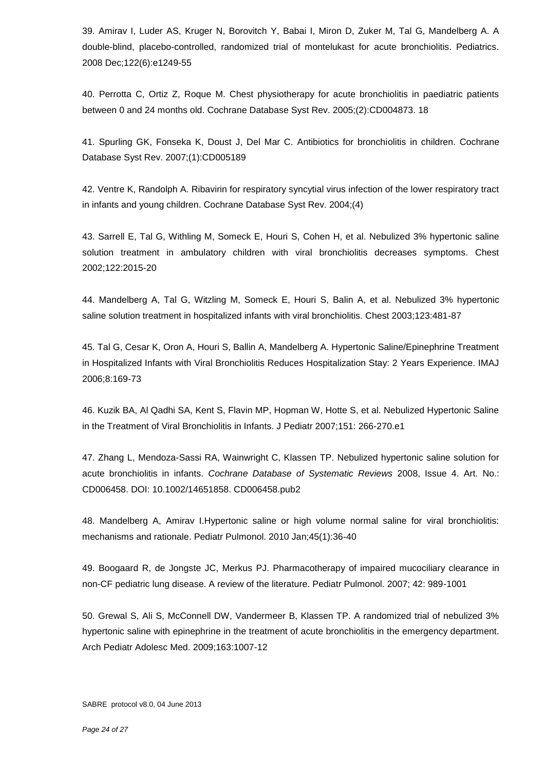39. Amirav I, Luder AS, Kruger N, Borovitch Y, Babai I, Miron D, Zuker M, Tal G, Mandelberg A. A double-blind, placebo-controlled, randomized trial of montelukast for acute bronchiolitis. Pediatrics. 2008 Dec;122(6):e1249-55

40. Perrotta C, Ortiz Z, Roque M. Chest physiotherapy for acute bronchiolitis in paediatric patients between 0 and 24 months old. Cochrane Database Syst Rev. 2005;(2):CD004873. 18

41. Spurling GK, Fonseka K, Doust J, Del Mar C. Antibiotics for bronchiolitis in children. Cochrane Database Syst Rev. 2007;(1):CD005189

42. Ventre K, Randolph A. Ribavirin for respiratory syncytial virus infection of the lower respiratory tract in infants and young children. Cochrane Database Syst Rev. 2004;(4)

43. Sarrell E, Tal G, Withling M, Someck E, Houri S, Cohen H, et al. Nebulized 3% hypertonic saline solution treatment in ambulatory children with viral bronchiolitis decreases symptoms. Chest 2002;122:2015-20

44. Mandelberg A, Tal G, Witzling M, Someck E, Houri S, Balin A, et al. Nebulized 3% hypertonic saline solution treatment in hospitalized infants with viral bronchiolitis. Chest 2003;123:481-87

45. Tal G, Cesar K, Oron A, Houri S, Ballin A, Mandelberg A. Hypertonic Saline/Epinephrine Treatment in Hospitalized Infants with Viral Bronchiolitis Reduces Hospitalization Stay: 2 Years Experience. IMAJ 2006;8:169-73

46. Kuzik BA, Al Qadhi SA, Kent S, Flavin MP, Hopman W, Hotte S, et al. Nebulized Hypertonic Saline in the Treatment of Viral Bronchiolitis in Infants. J Pediatr 2007;151: 266-270.e1

47. Zhang L, Mendoza-Sassi RA, Wainwright C, Klassen TP. Nebulized hypertonic saline solution for acute bronchiolitis in infants. *Cochrane Database of Systematic Reviews* 2008, Issue 4. Art. No.: CD006458. DOI: 10.1002/14651858. CD006458.pub2

48. Mandelberg A, Amirav I.Hypertonic saline or high volume normal saline for viral bronchiolitis: mechanisms and rationale. Pediatr Pulmonol. 2010 Jan;45(1):36-40

49. Boogaard R, de Jongste JC, Merkus PJ. Pharmacotherapy of impaired mucociliary clearance in non-CF pediatric lung disease. A review of the literature. Pediatr Pulmonol. 2007; 42: 989-1001

50. Grewal S, Ali S, McConnell DW, Vandermeer B, Klassen TP. A randomized trial of nebulized 3% hypertonic saline with epinephrine in the treatment of acute bronchiolitis in the emergency department. Arch Pediatr Adolesc Med. 2009;163:1007-12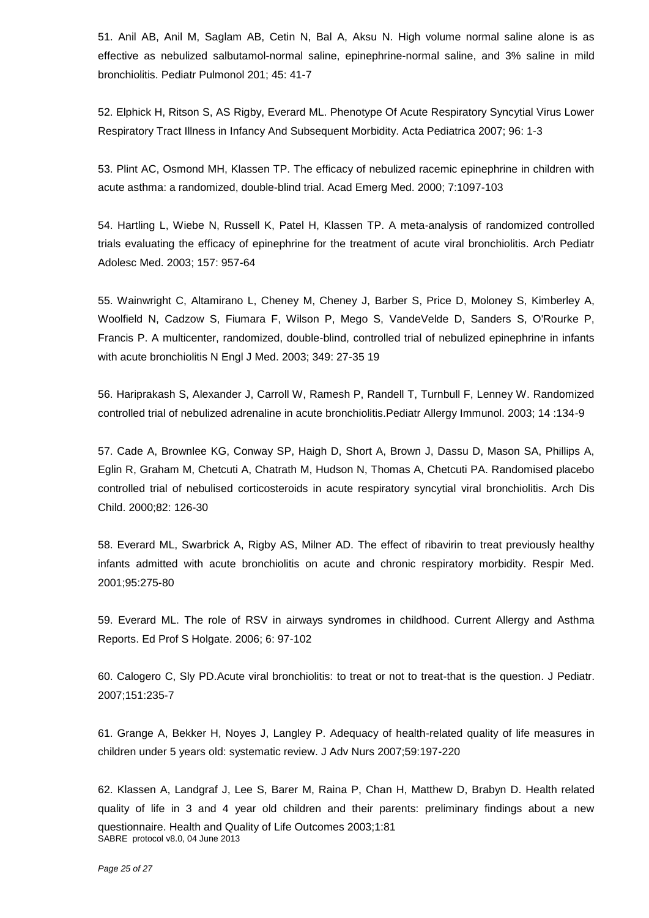51. Anil AB, Anil M, Saglam AB, Cetin N, Bal A, Aksu N. High volume normal saline alone is as effective as nebulized salbutamol-normal saline, epinephrine-normal saline, and 3% saline in mild bronchiolitis. Pediatr Pulmonol 201; 45: 41-7

52. Elphick H, Ritson S, AS Rigby, Everard ML. Phenotype Of Acute Respiratory Syncytial Virus Lower Respiratory Tract Illness in Infancy And Subsequent Morbidity. Acta Pediatrica 2007; 96: 1-3

53. Plint AC, Osmond MH, Klassen TP. The efficacy of nebulized racemic epinephrine in children with acute asthma: a randomized, double-blind trial. Acad Emerg Med. 2000; 7:1097-103

54. Hartling L, Wiebe N, Russell K, Patel H, Klassen TP. A meta-analysis of randomized controlled trials evaluating the efficacy of epinephrine for the treatment of acute viral bronchiolitis. Arch Pediatr Adolesc Med. 2003; 157: 957-64

55. Wainwright C, Altamirano L, Cheney M, Cheney J, Barber S, Price D, Moloney S, Kimberley A, Woolfield N, Cadzow S, Fiumara F, Wilson P, Mego S, VandeVelde D, Sanders S, O'Rourke P, Francis P. A multicenter, randomized, double-blind, controlled trial of nebulized epinephrine in infants with acute bronchiolitis N Engl J Med. 2003; 349: 27-35 19

56. Hariprakash S, Alexander J, Carroll W, Ramesh P, Randell T, Turnbull F, Lenney W. Randomized controlled trial of nebulized adrenaline in acute bronchiolitis.Pediatr Allergy Immunol. 2003; 14 :134-9

57. Cade A, Brownlee KG, Conway SP, Haigh D, Short A, Brown J, Dassu D, Mason SA, Phillips A, Eglin R, Graham M, Chetcuti A, Chatrath M, Hudson N, Thomas A, Chetcuti PA. Randomised placebo controlled trial of nebulised corticosteroids in acute respiratory syncytial viral bronchiolitis. Arch Dis Child. 2000;82: 126-30

58. Everard ML, Swarbrick A, Rigby AS, Milner AD. The effect of ribavirin to treat previously healthy infants admitted with acute bronchiolitis on acute and chronic respiratory morbidity. Respir Med. 2001;95:275-80

59. Everard ML. The role of RSV in airways syndromes in childhood. Current Allergy and Asthma Reports. Ed Prof S Holgate. 2006; 6: 97-102

60. Calogero C, Sly PD.Acute viral bronchiolitis: to treat or not to treat-that is the question. J Pediatr. 2007;151:235-7

61. Grange A, Bekker H, Noyes J, Langley P. Adequacy of health-related quality of life measures in children under 5 years old: systematic review. J Adv Nurs 2007;59:197-220

62. Klassen A, Landgraf J, Lee S, Barer M, Raina P, Chan H, Matthew D, Brabyn D. Health related quality of life in 3 and 4 year old children and their parents: preliminary findings about a new questionnaire. Health and Quality of Life Outcomes 2003;1:81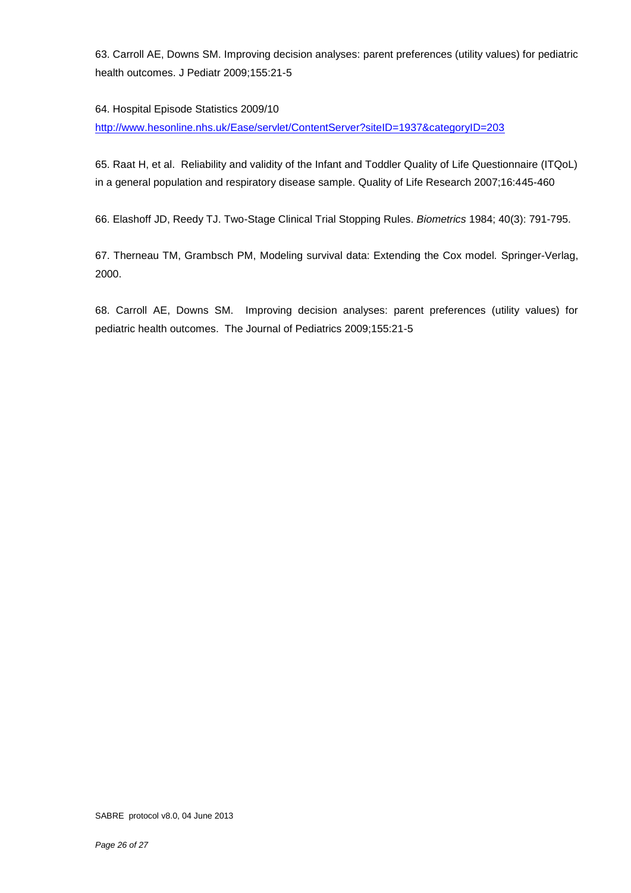63. Carroll AE, Downs SM. Improving decision analyses: parent preferences (utility values) for pediatric health outcomes. J Pediatr 2009;155:21-5

64. Hospital Episode Statistics 2009/10
http://www.hesonline.nhs.uk/Ease/servlet/ContentServer?siteID=1937&categoryID=203

65. Raat H, et al. Reliability and validity of the Infant and Toddler Quality of Life Questionnaire (ITQoL) in a general population and respiratory disease sample. Quality of Life Research 2007;16:445-460

66. Elashoff JD, Reedy TJ. Two-Stage Clinical Trial Stopping Rules. *Biometrics* 1984; 40(3): 791-795.

67. Therneau TM, Grambsch PM, Modeling survival data: Extending the Cox model. Springer-Verlag, 2000.

68. Carroll AE, Downs SM. Improving decision analyses: parent preferences (utility values) for pediatric health outcomes. The Journal of Pediatrics 2009;155:21-5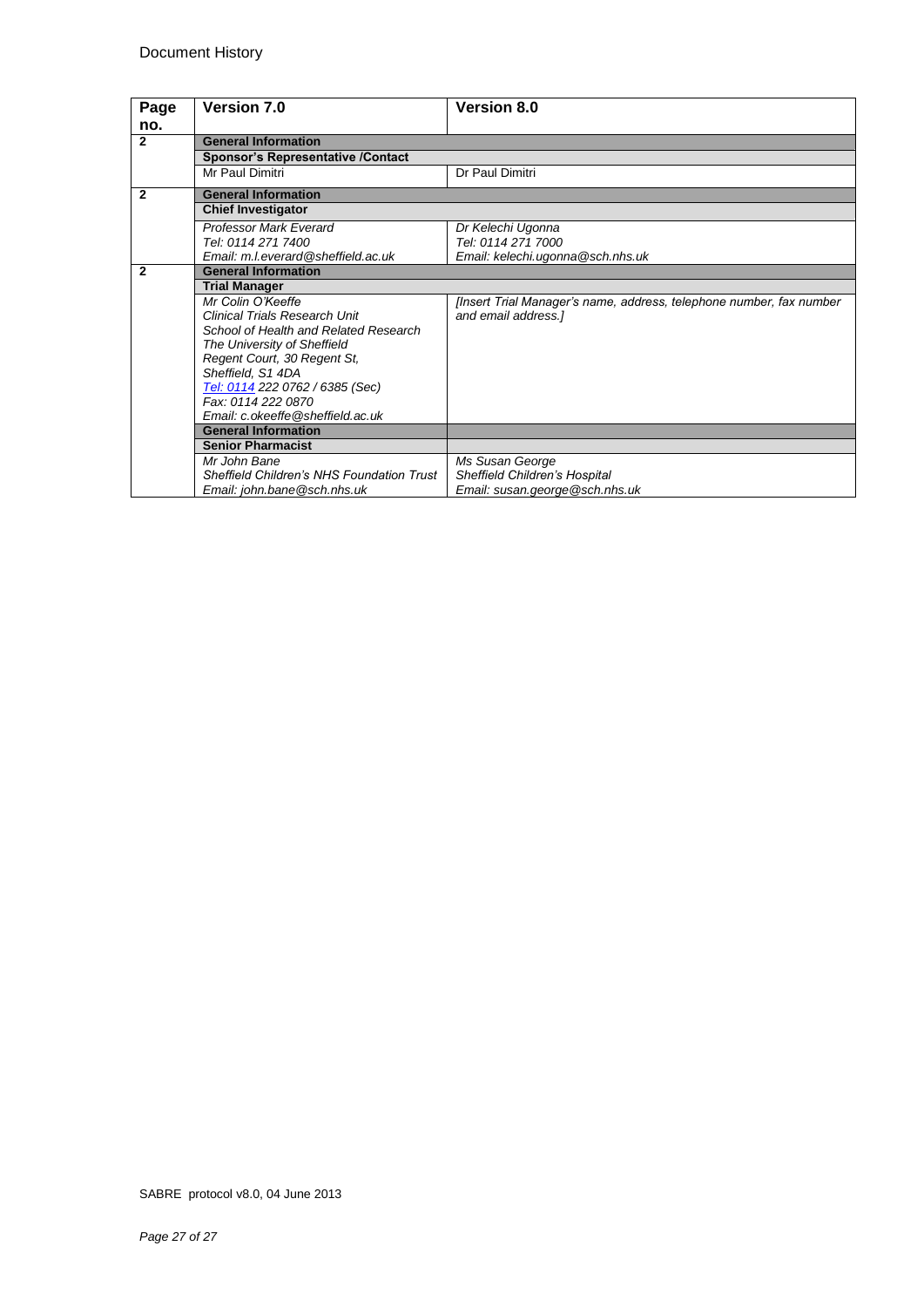Document History

| Page no. | Version 7.0 | Version 8.0 |
|---|---|---|
| **2** | **General Information** | |
| | **Sponsor's Representative /Contact** | |
| | Mr Paul Dimitri | Dr Paul Dimitri |
| **2** | **General Information** | |
| | **Chief Investigator** | |
| | *Professor Mark Everard*<br>*Tel: 0114 271 7400*<br>*Email: m.l.everard@sheffield.ac.uk* | *Dr Kelechi Ugonna*<br>*Tel: 0114 271 7000*<br>*Email: kelechi.ugonna@sch.nhs.uk* |
| **2** | **General Information** | |
| | **Trial Manager** | |
| | *Mr Colin O'Keeffe*<br>*Clinical Trials Research Unit*<br>*School of Health and Related Research*<br>*The University of Sheffield*<br>*Regent Court, 30 Regent St,*<br>*Sheffield, S1 4DA*<br>*Tel: 0114 222 0762 / 6385 (Sec)*<br>*Fax: 0114 222 0870*<br>*Email: c.okeeffe@sheffield.ac.uk* | *[Insert Trial Manager's name, address, telephone number, fax number and email address.]* |
| | **General Information** | |
| | **Senior Pharmacist** | |
| | *Mr John Bane*<br>*Sheffield Children's NHS Foundation Trust*<br>*Email: john.bane@sch.nhs.uk* | *Ms Susan George*<br>*Sheffield Children's Hospital*<br>*Email: susan.george@sch.nhs.uk* |

SABRE protocol v8.0, 04 June 2013